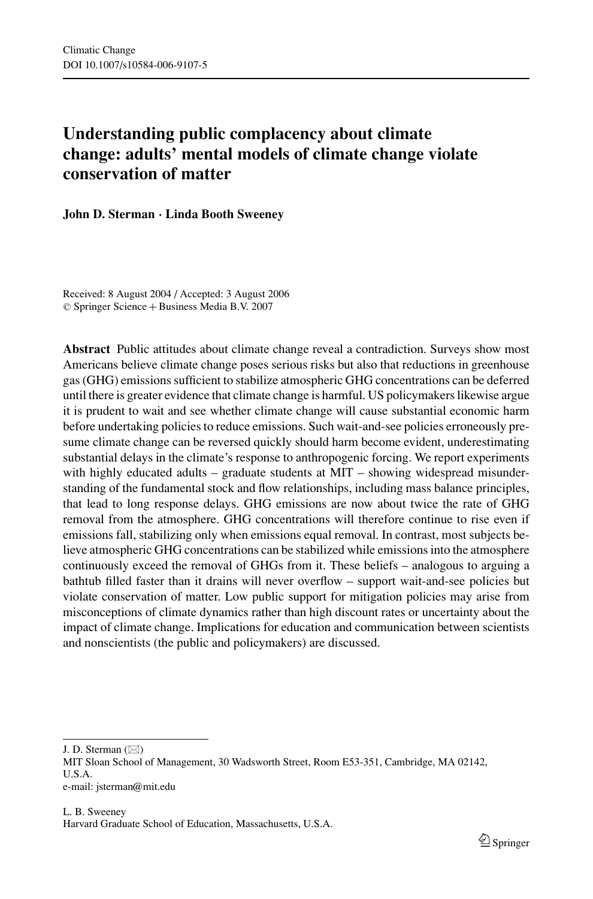Climatic Change
DOI 10.1007/s10584-006-9107-5

# Understanding public complacency about climate change: adults' mental models of climate change violate conservation of matter

**John D. Sterman · Linda Booth Sweeney**

Received: 8 August 2004 / Accepted: 3 August 2006
© Springer Science + Business Media B.V. 2007

**Abstract** Public attitudes about climate change reveal a contradiction. Surveys show most Americans believe climate change poses serious risks but also that reductions in greenhouse gas (GHG) emissions sufficient to stabilize atmospheric GHG concentrations can be deferred until there is greater evidence that climate change is harmful. US policymakers likewise argue it is prudent to wait and see whether climate change will cause substantial economic harm before undertaking policies to reduce emissions. Such wait-and-see policies erroneously presume climate change can be reversed quickly should harm become evident, underestimating substantial delays in the climate's response to anthropogenic forcing. We report experiments with highly educated adults – graduate students at MIT – showing widespread misunderstanding of the fundamental stock and flow relationships, including mass balance principles, that lead to long response delays. GHG emissions are now about twice the rate of GHG removal from the atmosphere. GHG concentrations will therefore continue to rise even if emissions fall, stabilizing only when emissions equal removal. In contrast, most subjects believe atmospheric GHG concentrations can be stabilized while emissions into the atmosphere continuously exceed the removal of GHGs from it. These beliefs – analogous to arguing a bathtub filled faster than it drains will never overflow – support wait-and-see policies but violate conservation of matter. Low public support for mitigation policies may arise from misconceptions of climate dynamics rather than high discount rates or uncertainty about the impact of climate change. Implications for education and communication between scientists and nonscientists (the public and policymakers) are discussed.

---

J. D. Sterman (✉)
MIT Sloan School of Management, 30 Wadsworth Street, Room E53-351, Cambridge, MA 02142, U.S.A.
e-mail: jsterman@mit.edu

L. B. Sweeney
Harvard Graduate School of Education, Massachusetts, U.S.A.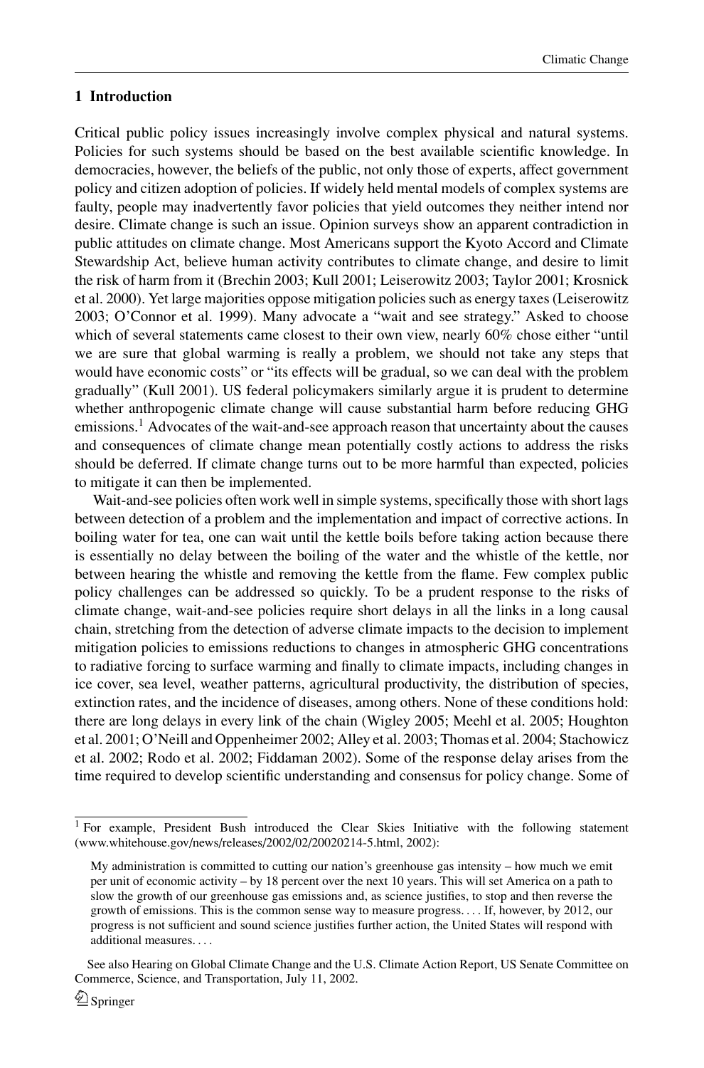## 1 Introduction

Critical public policy issues increasingly involve complex physical and natural systems. Policies for such systems should be based on the best available scientific knowledge. In democracies, however, the beliefs of the public, not only those of experts, affect government policy and citizen adoption of policies. If widely held mental models of complex systems are faulty, people may inadvertently favor policies that yield outcomes they neither intend nor desire. Climate change is such an issue. Opinion surveys show an apparent contradiction in public attitudes on climate change. Most Americans support the Kyoto Accord and Climate Stewardship Act, believe human activity contributes to climate change, and desire to limit the risk of harm from it (Brechin 2003; Kull 2001; Leiserowitz 2003; Taylor 2001; Krosnick et al. 2000). Yet large majorities oppose mitigation policies such as energy taxes (Leiserowitz 2003; O'Connor et al. 1999). Many advocate a "wait and see strategy." Asked to choose which of several statements came closest to their own view, nearly 60% chose either "until we are sure that global warming is really a problem, we should not take any steps that would have economic costs" or "its effects will be gradual, so we can deal with the problem gradually" (Kull 2001). US federal policymakers similarly argue it is prudent to determine whether anthropogenic climate change will cause substantial harm before reducing GHG emissions.[1] Advocates of the wait-and-see approach reason that uncertainty about the causes and consequences of climate change mean potentially costly actions to address the risks should be deferred. If climate change turns out to be more harmful than expected, policies to mitigate it can then be implemented.

Wait-and-see policies often work well in simple systems, specifically those with short lags between detection of a problem and the implementation and impact of corrective actions. In boiling water for tea, one can wait until the kettle boils before taking action because there is essentially no delay between the boiling of the water and the whistle of the kettle, nor between hearing the whistle and removing the kettle from the flame. Few complex public policy challenges can be addressed so quickly. To be a prudent response to the risks of climate change, wait-and-see policies require short delays in all the links in a long causal chain, stretching from the detection of adverse climate impacts to the decision to implement mitigation policies to emissions reductions to changes in atmospheric GHG concentrations to radiative forcing to surface warming and finally to climate impacts, including changes in ice cover, sea level, weather patterns, agricultural productivity, the distribution of species, extinction rates, and the incidence of diseases, among others. None of these conditions hold: there are long delays in every link of the chain (Wigley 2005; Meehl et al. 2005; Houghton et al. 2001; O'Neill and Oppenheimer 2002; Alley et al. 2003; Thomas et al. 2004; Stachowicz et al. 2002; Rodo et al. 2002; Fiddaman 2002). Some of the response delay arises from the time required to develop scientific understanding and consensus for policy change. Some of

---

[1] For example, President Bush introduced the Clear Skies Initiative with the following statement (www.whitehouse.gov/news/releases/2002/02/20020214-5.html, 2002):

> My administration is committed to cutting our nation's greenhouse gas intensity – how much we emit per unit of economic activity – by 18 percent over the next 10 years. This will set America on a path to slow the growth of our greenhouse gas emissions and, as science justifies, to stop and then reverse the growth of emissions. This is the common sense way to measure progress. . . . If, however, by 2012, our progress is not sufficient and sound science justifies further action, the United States will respond with additional measures. . . .

See also Hearing on Global Climate Change and the U.S. Climate Action Report, US Senate Committee on Commerce, Science, and Transportation, July 11, 2002.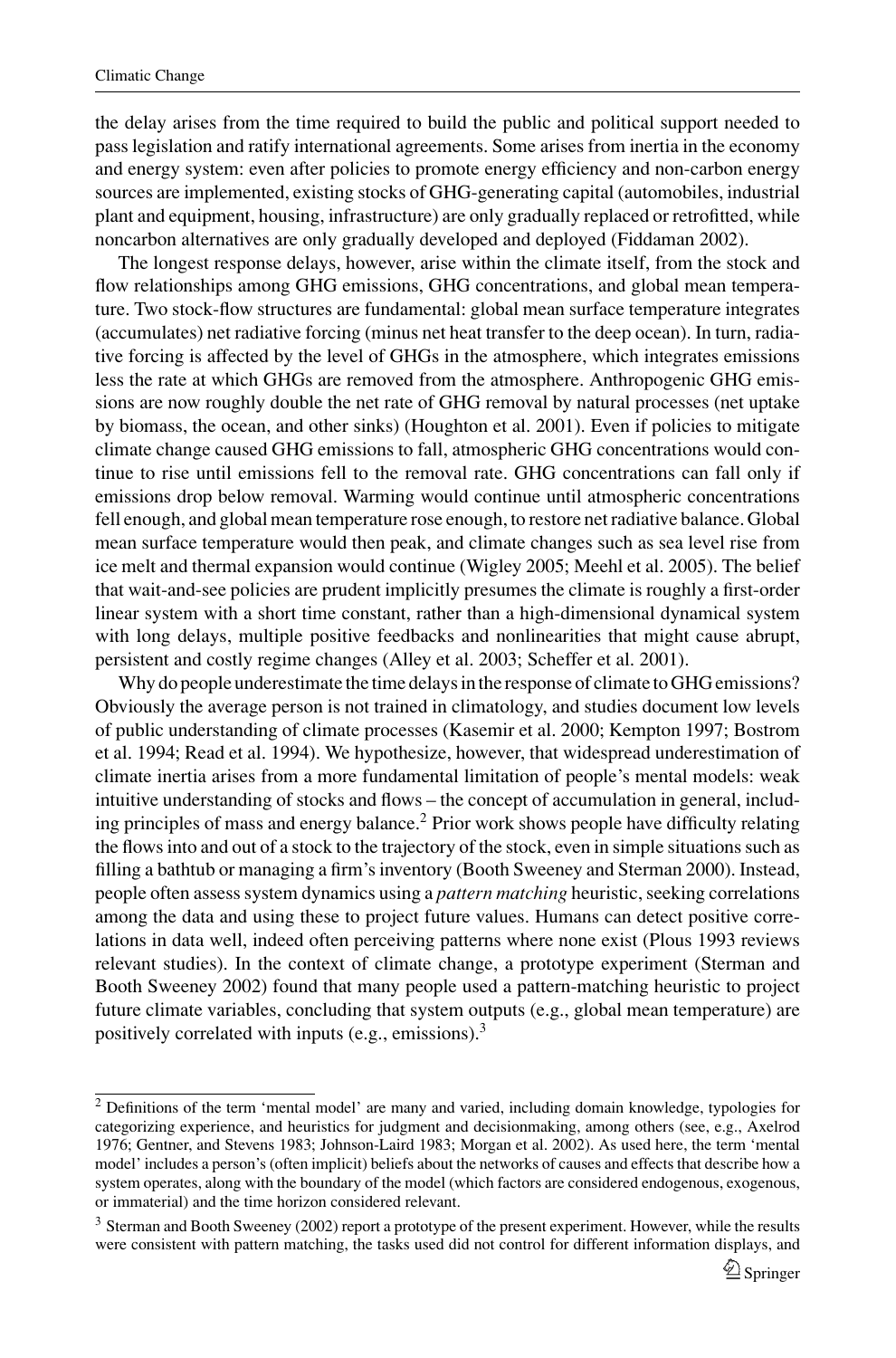the delay arises from the time required to build the public and political support needed to pass legislation and ratify international agreements. Some arises from inertia in the economy and energy system: even after policies to promote energy efficiency and non-carbon energy sources are implemented, existing stocks of GHG-generating capital (automobiles, industrial plant and equipment, housing, infrastructure) are only gradually replaced or retrofitted, while noncarbon alternatives are only gradually developed and deployed (Fiddaman 2002).

The longest response delays, however, arise within the climate itself, from the stock and flow relationships among GHG emissions, GHG concentrations, and global mean temperature. Two stock-flow structures are fundamental: global mean surface temperature integrates (accumulates) net radiative forcing (minus net heat transfer to the deep ocean). In turn, radiative forcing is affected by the level of GHGs in the atmosphere, which integrates emissions less the rate at which GHGs are removed from the atmosphere. Anthropogenic GHG emissions are now roughly double the net rate of GHG removal by natural processes (net uptake by biomass, the ocean, and other sinks) (Houghton et al. 2001). Even if policies to mitigate climate change caused GHG emissions to fall, atmospheric GHG concentrations would continue to rise until emissions fell to the removal rate. GHG concentrations can fall only if emissions drop below removal. Warming would continue until atmospheric concentrations fell enough, and global mean temperature rose enough, to restore net radiative balance. Global mean surface temperature would then peak, and climate changes such as sea level rise from ice melt and thermal expansion would continue (Wigley 2005; Meehl et al. 2005). The belief that wait-and-see policies are prudent implicitly presumes the climate is roughly a first-order linear system with a short time constant, rather than a high-dimensional dynamical system with long delays, multiple positive feedbacks and nonlinearities that might cause abrupt, persistent and costly regime changes (Alley et al. 2003; Scheffer et al. 2001).

Why do people underestimate the time delays in the response of climate to GHG emissions? Obviously the average person is not trained in climatology, and studies document low levels of public understanding of climate processes (Kasemir et al. 2000; Kempton 1997; Bostrom et al. 1994; Read et al. 1994). We hypothesize, however, that widespread underestimation of climate inertia arises from a more fundamental limitation of people's mental models: weak intuitive understanding of stocks and flows – the concept of accumulation in general, including principles of mass and energy balance.[2] Prior work shows people have difficulty relating the flows into and out of a stock to the trajectory of the stock, even in simple situations such as filling a bathtub or managing a firm's inventory (Booth Sweeney and Sterman 2000). Instead, people often assess system dynamics using a *pattern matching* heuristic, seeking correlations among the data and using these to project future values. Humans can detect positive correlations in data well, indeed often perceiving patterns where none exist (Plous 1993 reviews relevant studies). In the context of climate change, a prototype experiment (Sterman and Booth Sweeney 2002) found that many people used a pattern-matching heuristic to project future climate variables, concluding that system outputs (e.g., global mean temperature) are positively correlated with inputs (e.g., emissions).[3]

[2] Definitions of the term 'mental model' are many and varied, including domain knowledge, typologies for categorizing experience, and heuristics for judgment and decisionmaking, among others (see, e.g., Axelrod 1976; Gentner, and Stevens 1983; Johnson-Laird 1983; Morgan et al. 2002). As used here, the term 'mental model' includes a person's (often implicit) beliefs about the networks of causes and effects that describe how a system operates, along with the boundary of the model (which factors are considered endogenous, exogenous, or immaterial) and the time horizon considered relevant.

[3] Sterman and Booth Sweeney (2002) report a prototype of the present experiment. However, while the results were consistent with pattern matching, the tasks used did not control for different information displays, and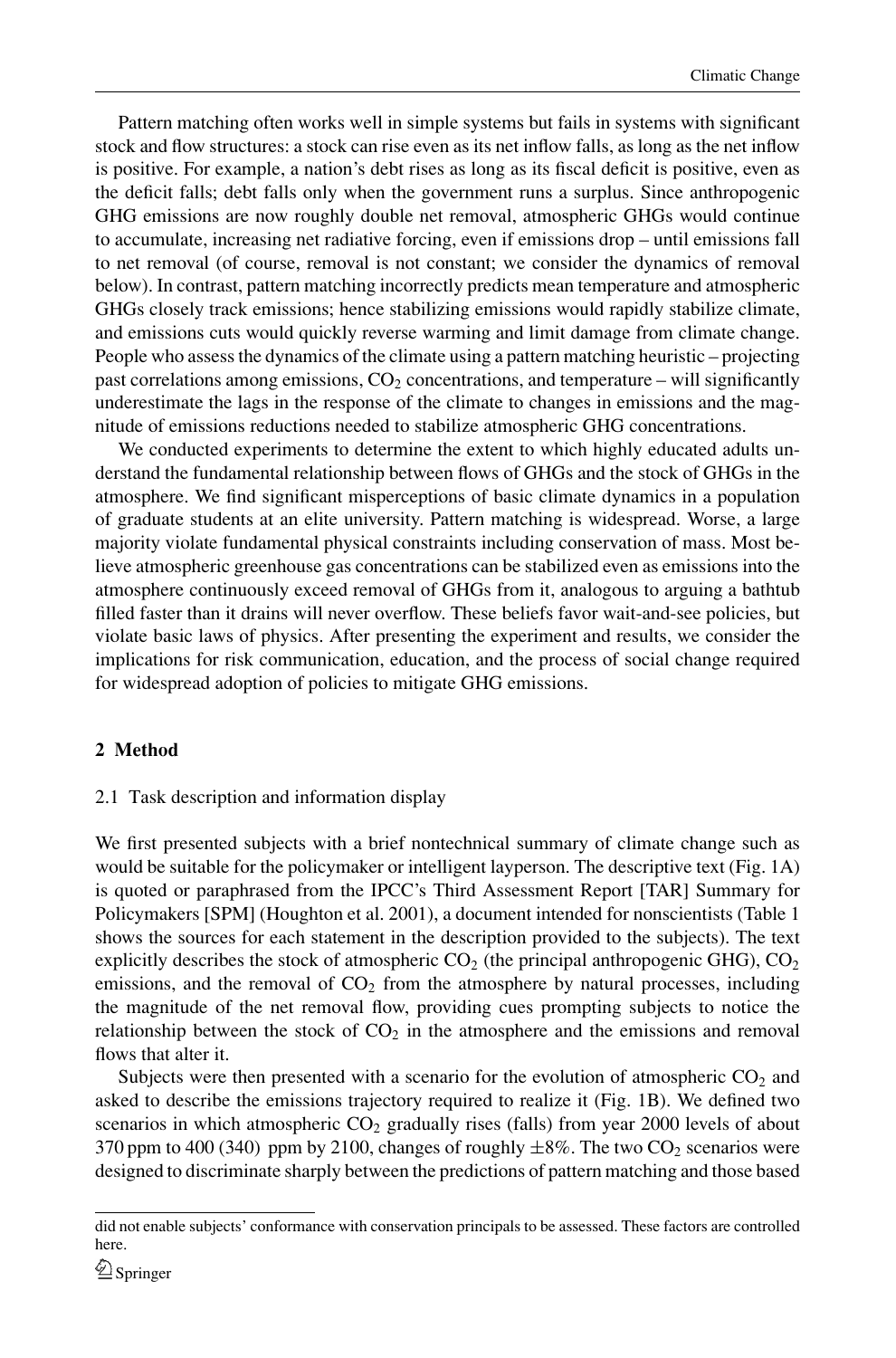Pattern matching often works well in simple systems but fails in systems with significant stock and flow structures: a stock can rise even as its net inflow falls, as long as the net inflow is positive. For example, a nation's debt rises as long as its fiscal deficit is positive, even as the deficit falls; debt falls only when the government runs a surplus. Since anthropogenic GHG emissions are now roughly double net removal, atmospheric GHGs would continue to accumulate, increasing net radiative forcing, even if emissions drop – until emissions fall to net removal (of course, removal is not constant; we consider the dynamics of removal below). In contrast, pattern matching incorrectly predicts mean temperature and atmospheric GHGs closely track emissions; hence stabilizing emissions would rapidly stabilize climate, and emissions cuts would quickly reverse warming and limit damage from climate change. People who assess the dynamics of the climate using a pattern matching heuristic – projecting past correlations among emissions, $CO_2$ concentrations, and temperature – will significantly underestimate the lags in the response of the climate to changes in emissions and the magnitude of emissions reductions needed to stabilize atmospheric GHG concentrations.

We conducted experiments to determine the extent to which highly educated adults understand the fundamental relationship between flows of GHGs and the stock of GHGs in the atmosphere. We find significant misperceptions of basic climate dynamics in a population of graduate students at an elite university. Pattern matching is widespread. Worse, a large majority violate fundamental physical constraints including conservation of mass. Most believe atmospheric greenhouse gas concentrations can be stabilized even as emissions into the atmosphere continuously exceed removal of GHGs from it, analogous to arguing a bathtub filled faster than it drains will never overflow. These beliefs favor wait-and-see policies, but violate basic laws of physics. After presenting the experiment and results, we consider the implications for risk communication, education, and the process of social change required for widespread adoption of policies to mitigate GHG emissions.

## 2 Method

### 2.1 Task description and information display

We first presented subjects with a brief nontechnical summary of climate change such as would be suitable for the policymaker or intelligent layperson. The descriptive text (Fig. 1A) is quoted or paraphrased from the IPCC's Third Assessment Report [TAR] Summary for Policymakers [SPM] (Houghton et al. 2001), a document intended for nonscientists (Table 1 shows the sources for each statement in the description provided to the subjects). The text explicitly describes the stock of atmospheric $CO_2$ (the principal anthropogenic GHG), $CO_2$ emissions, and the removal of $CO_2$ from the atmosphere by natural processes, including the magnitude of the net removal flow, providing cues prompting subjects to notice the relationship between the stock of $CO_2$ in the atmosphere and the emissions and removal flows that alter it.

Subjects were then presented with a scenario for the evolution of atmospheric $CO_2$ and asked to describe the emissions trajectory required to realize it (Fig. 1B). We defined two scenarios in which atmospheric $CO_2$ gradually rises (falls) from year 2000 levels of about 370 ppm to 400 (340) ppm by 2100, changes of roughly $\pm 8\%$. The two $CO_2$ scenarios were designed to discriminate sharply between the predictions of pattern matching and those based

did not enable subjects' conformance with conservation principals to be assessed. These factors are controlled here.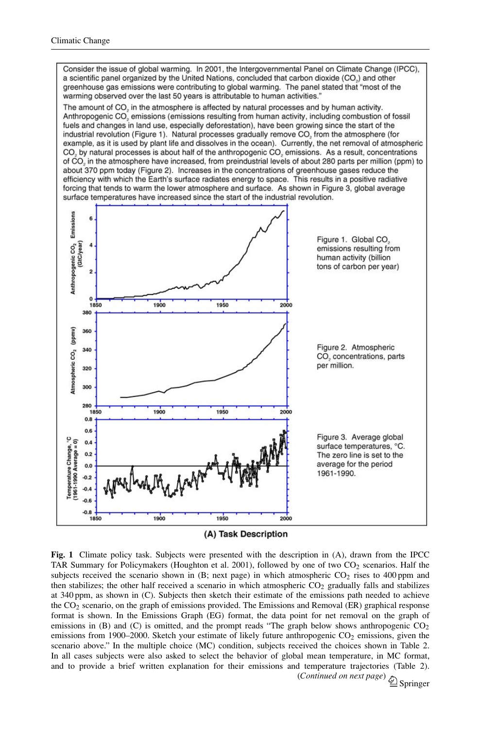Consider the issue of global warming. In 2001, the Intergovernmental Panel on Climate Change (IPCC), a scientific panel organized by the United Nations, concluded that carbon dioxide ($CO_2$) and other greenhouse gas emissions were contributing to global warming. The panel stated that "most of the warming observed over the last 50 years is attributable to human activities."

The amount of $CO_2$ in the atmosphere is affected by natural processes and by human activity. Anthropogenic $CO_2$ emissions (emissions resulting from human activity, including combustion of fossil fuels and changes in land use, especially deforestation), have been growing since the start of the industrial revolution (Figure 1). Natural processes gradually remove $CO_2$ from the atmosphere (for example, as it is used by plant life and dissolves in the ocean). Currently, the net removal of atmospheric $CO_2$ by natural processes is about half of the anthropogenic $CO_2$ emissions. As a result, concentrations of $CO_2$ in the atmosphere have increased, from preindustrial levels of about 280 parts per million (ppm) to about 370 ppm today (Figure 2). Increases in the concentrations of greenhouse gases reduce the efficiency with which the Earth's surface radiates energy to space. This results in a positive radiative forcing that tends to warm the lower atmosphere and surface. As shown in Figure 3, global average surface temperatures have increased since the start of the industrial revolution.

Figure 1. Global $CO_2$ emissions resulting from human activity (billion tons of carbon per year)

Figure 2. Atmospheric $CO_2$ concentrations, parts per million.

Figure 3. Average global surface temperatures, °C. The zero line is set to the average for the period 1961-1990.

**(A) Task Description**

**Fig. 1** Climate policy task. Subjects were presented with the description in (A), drawn from the IPCC TAR Summary for Policymakers (Houghton et al. 2001), followed by one of two $CO_2$ scenarios. Half the subjects received the scenario shown in (B; next page) in which atmospheric $CO_2$ rises to 400 ppm and then stabilizes; the other half received a scenario in which atmospheric $CO_2$ gradually falls and stabilizes at 340 ppm, as shown in (C). Subjects then sketch their estimate of the emissions path needed to achieve the $CO_2$ scenario, on the graph of emissions provided. The Emissions and Removal (ER) graphical response format is shown. In the Emissions Graph (EG) format, the data point for net removal on the graph of emissions in (B) and (C) is omitted, and the prompt reads "The graph below shows anthropogenic $CO_2$ emissions from 1900–2000. Sketch your estimate of likely future anthropogenic $CO_2$ emissions, given the scenario above." In the multiple choice (MC) condition, subjects received the choices shown in Table 2. In all cases subjects were also asked to select the behavior of global mean temperature, in MC format, and to provide a brief written explanation for their emissions and temperature trajectories (Table 2). (*Continued on next page*)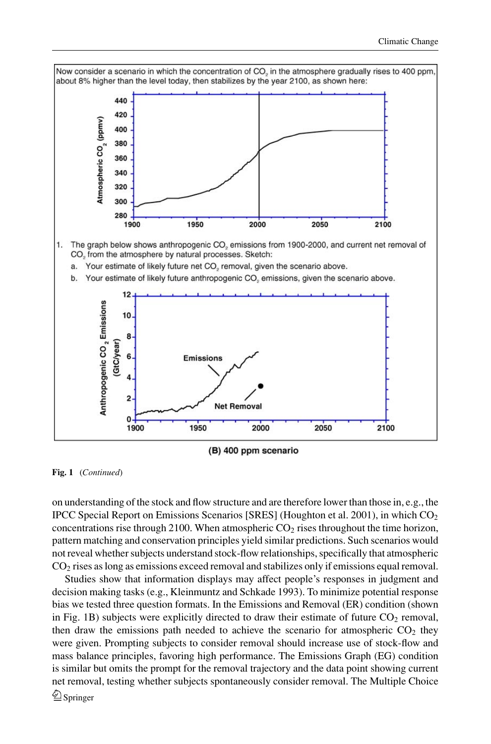Now consider a scenario in which the concentration of $CO_2$ in the atmosphere gradually rises to 400 ppm, about 8% higher than the level today, then stabilizes by the year 2100, as shown here:

1. The graph below shows anthropogenic $CO_2$ emissions from 1900-2000, and current net removal of $CO_2$ from the atmosphere by natural processes. Sketch:
   a. Your estimate of likely future net $CO_2$ removal, given the scenario above.
   b. Your estimate of likely future anthropogenic $CO_2$ emissions, given the scenario above.

(B) 400 ppm scenario

**Fig. 1** (*Continued*)

on understanding of the stock and flow structure and are therefore lower than those in, e.g., the IPCC Special Report on Emissions Scenarios [SRES] (Houghton et al. 2001), in which $CO_2$ concentrations rise through 2100. When atmospheric $CO_2$ rises throughout the time horizon, pattern matching and conservation principles yield similar predictions. Such scenarios would not reveal whether subjects understand stock-flow relationships, specifically that atmospheric $CO_2$ rises as long as emissions exceed removal and stabilizes only if emissions equal removal.

Studies show that information displays may affect people's responses in judgment and decision making tasks (e.g., Kleinmuntz and Schkade 1993). To minimize potential response bias we tested three question formats. In the Emissions and Removal (ER) condition (shown in Fig. 1B) subjects were explicitly directed to draw their estimate of future $CO_2$ removal, then draw the emissions path needed to achieve the scenario for atmospheric $CO_2$ they were given. Prompting subjects to consider removal should increase use of stock-flow and mass balance principles, favoring high performance. The Emissions Graph (EG) condition is similar but omits the prompt for the removal trajectory and the data point showing current net removal, testing whether subjects spontaneously consider removal. The Multiple Choice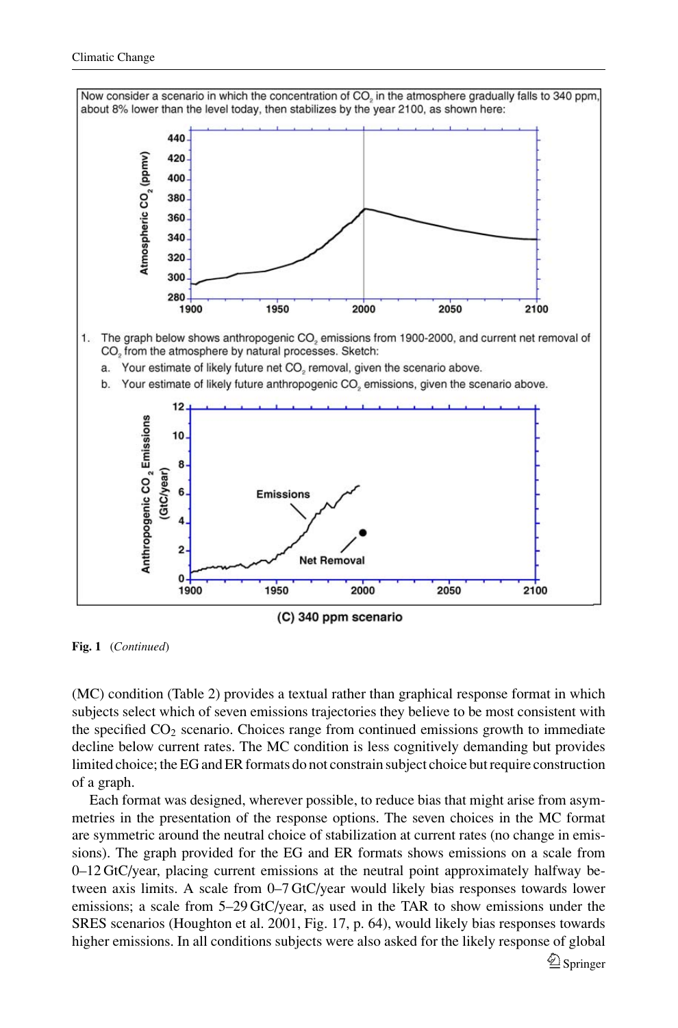Now consider a scenario in which the concentration of $CO_2$ in the atmosphere gradually falls to 340 ppm, about 8% lower than the level today, then stabilizes by the year 2100, as shown here:

1. The graph below shows anthropogenic $CO_2$ emissions from 1900-2000, and current net removal of $CO_2$ from the atmosphere by natural processes. Sketch:
   a. Your estimate of likely future net $CO_2$ removal, given the scenario above.
   b. Your estimate of likely future anthropogenic $CO_2$ emissions, given the scenario above.

(C) 340 ppm scenario

**Fig. 1** (*Continued*)

(MC) condition (Table 2) provides a textual rather than graphical response format in which subjects select which of seven emissions trajectories they believe to be most consistent with the specified $CO_2$ scenario. Choices range from continued emissions growth to immediate decline below current rates. The MC condition is less cognitively demanding but provides limited choice; the EG and ER formats do not constrain subject choice but require construction of a graph.

Each format was designed, wherever possible, to reduce bias that might arise from asymmetries in the presentation of the response options. The seven choices in the MC format are symmetric around the neutral choice of stabilization at current rates (no change in emissions). The graph provided for the EG and ER formats shows emissions on a scale from 0–12 GtC/year, placing current emissions at the neutral point approximately halfway between axis limits. A scale from 0–7 GtC/year would likely bias responses towards lower emissions; a scale from 5–29 GtC/year, as used in the TAR to show emissions under the SRES scenarios (Houghton et al. 2001, Fig. 17, p. 64), would likely bias responses towards higher emissions. In all conditions subjects were also asked for the likely response of global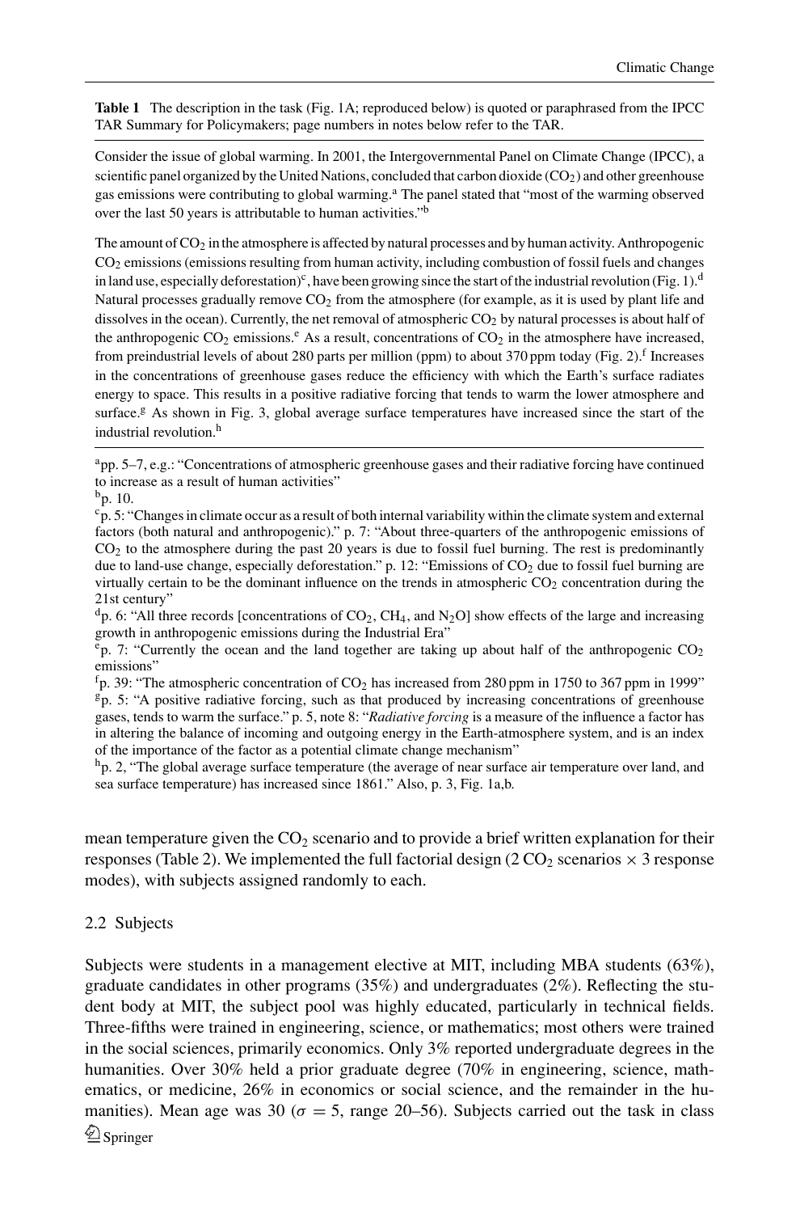**Table 1** The description in the task (Fig. 1A; reproduced below) is quoted or paraphrased from the IPCC TAR Summary for Policymakers; page numbers in notes below refer to the TAR.

Consider the issue of global warming. In 2001, the Intergovernmental Panel on Climate Change (IPCC), a scientific panel organized by the United Nations, concluded that carbon dioxide ($CO_2$) and other greenhouse gas emissions were contributing to global warming.[a] The panel stated that "most of the warming observed over the last 50 years is attributable to human activities."[b]

The amount of $CO_2$ in the atmosphere is affected by natural processes and by human activity. Anthropogenic $CO_2$ emissions (emissions resulting from human activity, including combustion of fossil fuels and changes in land use, especially deforestation)[c], have been growing since the start of the industrial revolution (Fig. 1).[d] Natural processes gradually remove $CO_2$ from the atmosphere (for example, as it is used by plant life and dissolves in the ocean). Currently, the net removal of atmospheric $CO_2$ by natural processes is about half of the anthropogenic $CO_2$ emissions.[e] As a result, concentrations of $CO_2$ in the atmosphere have increased, from preindustrial levels of about 280 parts per million (ppm) to about 370 ppm today (Fig. 2).[f] Increases in the concentrations of greenhouse gases reduce the efficiency with which the Earth's surface radiates energy to space. This results in a positive radiative forcing that tends to warm the lower atmosphere and surface.[g] As shown in Fig. 3, global average surface temperatures have increased since the start of the industrial revolution.[h]

[a] pp. 5–7, e.g.: "Concentrations of atmospheric greenhouse gases and their radiative forcing have continued to increase as a result of human activities"

[b] p. 10.

[c] p. 5: "Changes in climate occur as a result of both internal variability within the climate system and external factors (both natural and anthropogenic)." p. 7: "About three-quarters of the anthropogenic emissions of $CO_2$ to the atmosphere during the past 20 years is due to fossil fuel burning. The rest is predominantly due to land-use change, especially deforestation." p. 12: "Emissions of $CO_2$ due to fossil fuel burning are virtually certain to be the dominant influence on the trends in atmospheric $CO_2$ concentration during the 21st century"

[d] p. 6: "All three records [concentrations of $CO_2$, $CH_4$, and $N_2O$] show effects of the large and increasing growth in anthropogenic emissions during the Industrial Era"

[e] p. 7: "Currently the ocean and the land together are taking up about half of the anthropogenic $CO_2$ emissions"

[f] p. 39: "The atmospheric concentration of $CO_2$ has increased from 280 ppm in 1750 to 367 ppm in 1999"

[g] p. 5: "A positive radiative forcing, such as that produced by increasing concentrations of greenhouse gases, tends to warm the surface." p. 5, note 8: "*Radiative forcing* is a measure of the influence a factor has in altering the balance of incoming and outgoing energy in the Earth-atmosphere system, and is an index of the importance of the factor as a potential climate change mechanism"

[h] p. 2, "The global average surface temperature (the average of near surface air temperature over land, and sea surface temperature) has increased since 1861." Also, p. 3, Fig. 1a,b.

mean temperature given the $CO_2$ scenario and to provide a brief written explanation for their responses (Table 2). We implemented the full factorial design (2 $CO_2$ scenarios $\times$ 3 response modes), with subjects assigned randomly to each.

### 2.2 Subjects

Subjects were students in a management elective at MIT, including MBA students (63%), graduate candidates in other programs (35%) and undergraduates (2%). Reflecting the student body at MIT, the subject pool was highly educated, particularly in technical fields. Three-fifths were trained in engineering, science, or mathematics; most others were trained in the social sciences, primarily economics. Only 3% reported undergraduate degrees in the humanities. Over 30% held a prior graduate degree (70% in engineering, science, mathematics, or medicine, 26% in economics or social science, and the remainder in the humanities). Mean age was 30 ($\sigma = 5$, range 20–56). Subjects carried out the task in class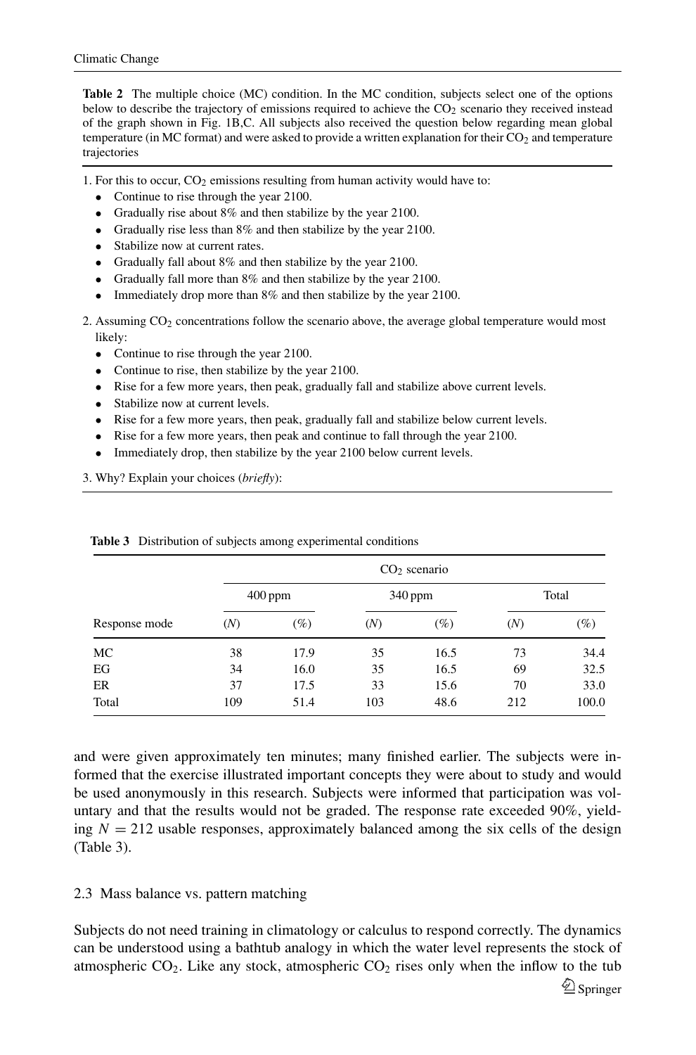**Table 2** The multiple choice (MC) condition. In the MC condition, subjects select one of the options below to describe the trajectory of emissions required to achieve the $CO_2$ scenario they received instead of the graph shown in Fig. 1B,C. All subjects also received the question below regarding mean global temperature (in MC format) and were asked to provide a written explanation for their $CO_2$ and temperature trajectories

1. For this to occur, $CO_2$ emissions resulting from human activity would have to:
   - Continue to rise through the year 2100.
   - Gradually rise about 8% and then stabilize by the year 2100.
   - Gradually rise less than 8% and then stabilize by the year 2100.
   - Stabilize now at current rates.
   - Gradually fall about 8% and then stabilize by the year 2100.
   - Gradually fall more than 8% and then stabilize by the year 2100.
   - Immediately drop more than 8% and then stabilize by the year 2100.
2. Assuming $CO_2$ concentrations follow the scenario above, the average global temperature would most likely:
   - Continue to rise through the year 2100.
   - Continue to rise, then stabilize by the year 2100.
   - Rise for a few more years, then peak, gradually fall and stabilize above current levels.
   - Stabilize now at current levels.
   - Rise for a few more years, then peak, gradually fall and stabilize below current levels.
   - Rise for a few more years, then peak and continue to fall through the year 2100.
   - Immediately drop, then stabilize by the year 2100 below current levels.
3. Why? Explain your choices (*briefly*):

**Table 3** Distribution of subjects among experimental conditions

| | $CO_2$ scenario | | | | | |
|---|---|---|---|---|---|---|
| | 400 ppm | | 340 ppm | | Total | |
| Response mode | (*N*) | (%) | (*N*) | (%) | (*N*) | (%) |
| MC | 38 | 17.9 | 35 | 16.5 | 73 | 34.4 |
| EG | 34 | 16.0 | 35 | 16.5 | 69 | 32.5 |
| ER | 37 | 17.5 | 33 | 15.6 | 70 | 33.0 |
| Total | 109 | 51.4 | 103 | 48.6 | 212 | 100.0 |

and were given approximately ten minutes; many finished earlier. The subjects were informed that the exercise illustrated important concepts they were about to study and would be used anonymously in this research. Subjects were informed that participation was voluntary and that the results would not be graded. The response rate exceeded 90%, yielding $N = 212$ usable responses, approximately balanced among the six cells of the design (Table 3).

### 2.3 Mass balance vs. pattern matching

Subjects do not need training in climatology or calculus to respond correctly. The dynamics can be understood using a bathtub analogy in which the water level represents the stock of atmospheric $CO_2$. Like any stock, atmospheric $CO_2$ rises only when the inflow to the tub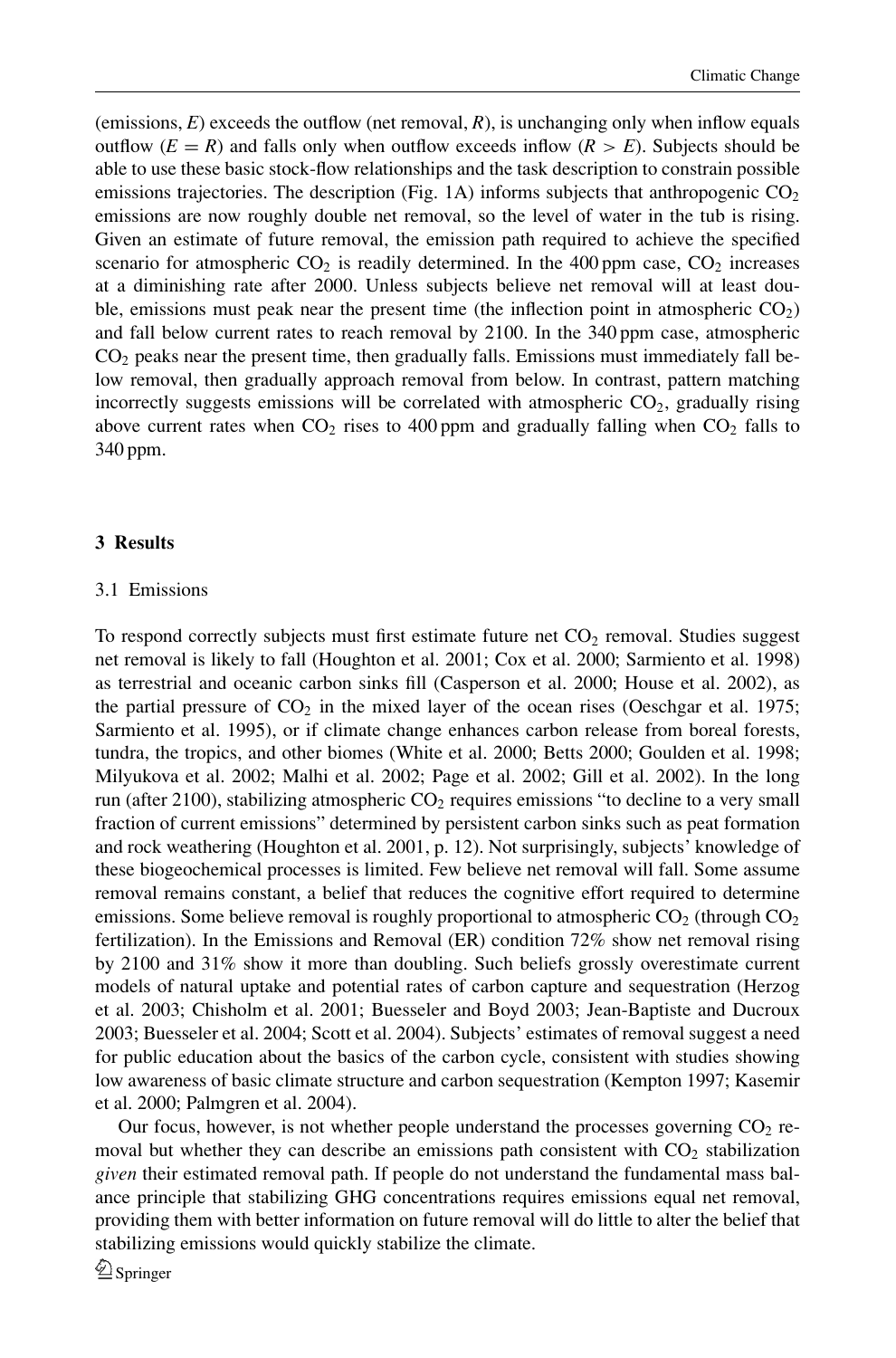(emissions, *E*) exceeds the outflow (net removal, *R*), is unchanging only when inflow equals outflow ($E = R$) and falls only when outflow exceeds inflow ($R > E$). Subjects should be able to use these basic stock-flow relationships and the task description to constrain possible emissions trajectories. The description (Fig. 1A) informs subjects that anthropogenic $CO_2$ emissions are now roughly double net removal, so the level of water in the tub is rising. Given an estimate of future removal, the emission path required to achieve the specified scenario for atmospheric $CO_2$ is readily determined. In the 400 ppm case, $CO_2$ increases at a diminishing rate after 2000. Unless subjects believe net removal will at least double, emissions must peak near the present time (the inflection point in atmospheric $CO_2$) and fall below current rates to reach removal by 2100. In the 340 ppm case, atmospheric $CO_2$ peaks near the present time, then gradually falls. Emissions must immediately fall below removal, then gradually approach removal from below. In contrast, pattern matching incorrectly suggests emissions will be correlated with atmospheric $CO_2$, gradually rising above current rates when $CO_2$ rises to 400 ppm and gradually falling when $CO_2$ falls to 340 ppm.

## 3 Results

### 3.1 Emissions

To respond correctly subjects must first estimate future net $CO_2$ removal. Studies suggest net removal is likely to fall (Houghton et al. 2001; Cox et al. 2000; Sarmiento et al. 1998) as terrestrial and oceanic carbon sinks fill (Casperson et al. 2000; House et al. 2002), as the partial pressure of $CO_2$ in the mixed layer of the ocean rises (Oeschgar et al. 1975; Sarmiento et al. 1995), or if climate change enhances carbon release from boreal forests, tundra, the tropics, and other biomes (White et al. 2000; Betts 2000; Goulden et al. 1998; Milyukova et al. 2002; Malhi et al. 2002; Page et al. 2002; Gill et al. 2002). In the long run (after 2100), stabilizing atmospheric $CO_2$ requires emissions "to decline to a very small fraction of current emissions" determined by persistent carbon sinks such as peat formation and rock weathering (Houghton et al. 2001, p. 12). Not surprisingly, subjects' knowledge of these biogeochemical processes is limited. Few believe net removal will fall. Some assume removal remains constant, a belief that reduces the cognitive effort required to determine emissions. Some believe removal is roughly proportional to atmospheric $CO_2$ (through $CO_2$ fertilization). In the Emissions and Removal (ER) condition 72% show net removal rising by 2100 and 31% show it more than doubling. Such beliefs grossly overestimate current models of natural uptake and potential rates of carbon capture and sequestration (Herzog et al. 2003; Chisholm et al. 2001; Buesseler and Boyd 2003; Jean-Baptiste and Ducroux 2003; Buesseler et al. 2004; Scott et al. 2004). Subjects' estimates of removal suggest a need for public education about the basics of the carbon cycle, consistent with studies showing low awareness of basic climate structure and carbon sequestration (Kempton 1997; Kasemir et al. 2000; Palmgren et al. 2004).

Our focus, however, is not whether people understand the processes governing $CO_2$ removal but whether they can describe an emissions path consistent with $CO_2$ stabilization *given* their estimated removal path. If people do not understand the fundamental mass balance principle that stabilizing GHG concentrations requires emissions equal net removal, providing them with better information on future removal will do little to alter the belief that stabilizing emissions would quickly stabilize the climate.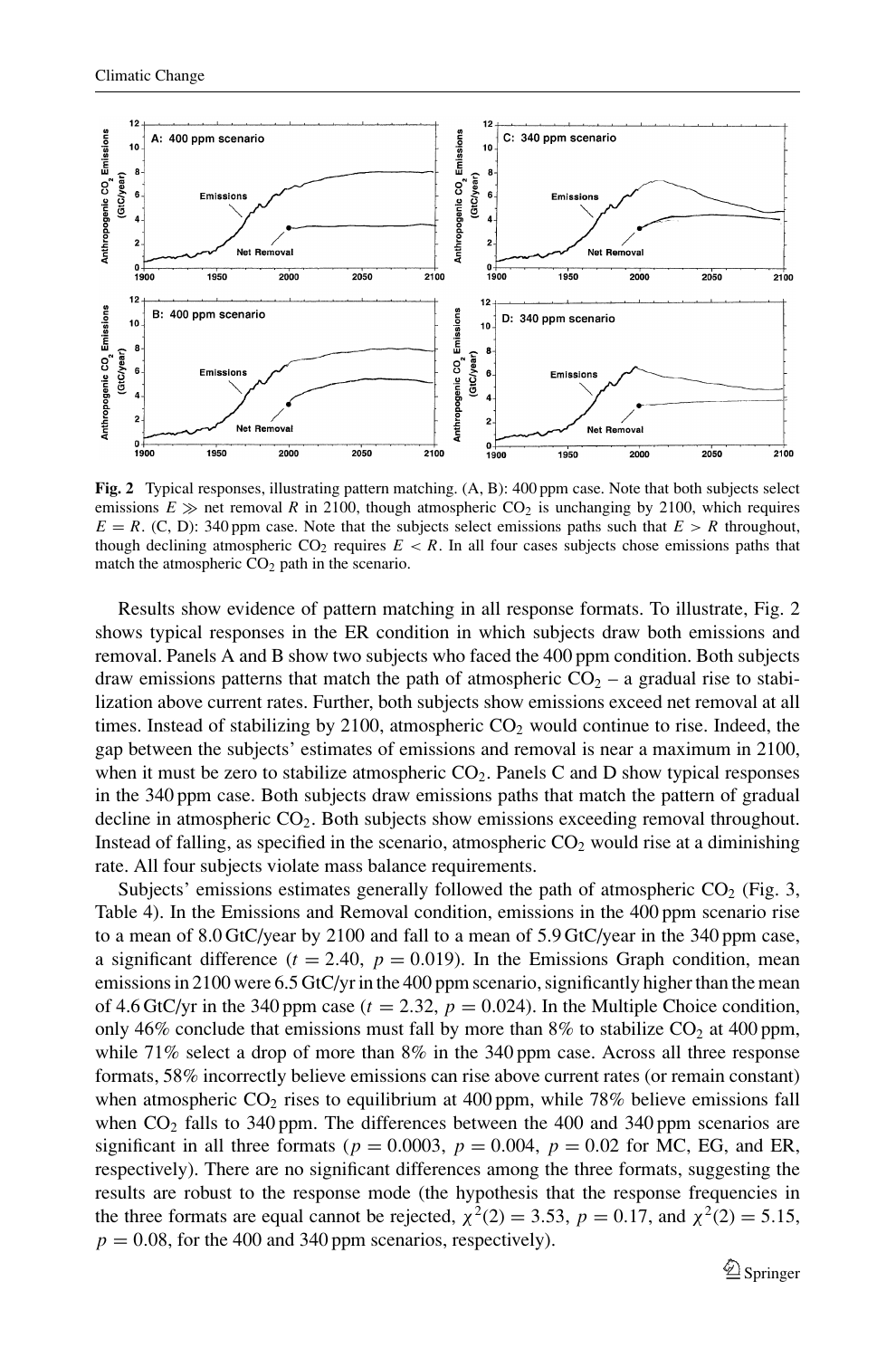Fig. 2 Typical responses, illustrating pattern matching. (A, B): 400 ppm case. Note that both subjects select emissions $E \gg$ net removal $R$ in 2100, though atmospheric $CO_2$ is unchanging by 2100, which requires $E = R$. (C, D): 340 ppm case. Note that the subjects select emissions paths such that $E > R$ throughout, though declining atmospheric $CO_2$ requires $E < R$. In all four cases subjects chose emissions paths that match the atmospheric $CO_2$ path in the scenario.

Results show evidence of pattern matching in all response formats. To illustrate, Fig. 2 shows typical responses in the ER condition in which subjects draw both emissions and removal. Panels A and B show two subjects who faced the 400 ppm condition. Both subjects draw emissions patterns that match the path of atmospheric $CO_2$ – a gradual rise to stabilization above current rates. Further, both subjects show emissions exceed net removal at all times. Instead of stabilizing by 2100, atmospheric $CO_2$ would continue to rise. Indeed, the gap between the subjects' estimates of emissions and removal is near a maximum in 2100, when it must be zero to stabilize atmospheric $CO_2$. Panels C and D show typical responses in the 340 ppm case. Both subjects draw emissions paths that match the pattern of gradual decline in atmospheric $CO_2$. Both subjects show emissions exceeding removal throughout. Instead of falling, as specified in the scenario, atmospheric $CO_2$ would rise at a diminishing rate. All four subjects violate mass balance requirements.

Subjects' emissions estimates generally followed the path of atmospheric $CO_2$ (Fig. 3, Table 4). In the Emissions and Removal condition, emissions in the 400 ppm scenario rise to a mean of 8.0 GtC/year by 2100 and fall to a mean of 5.9 GtC/year in the 340 ppm case, a significant difference ($t = 2.40$, $p = 0.019$). In the Emissions Graph condition, mean emissions in 2100 were 6.5 GtC/yr in the 400 ppm scenario, significantly higher than the mean of 4.6 GtC/yr in the 340 ppm case ($t = 2.32$, $p = 0.024$). In the Multiple Choice condition, only 46% conclude that emissions must fall by more than 8% to stabilize $CO_2$ at 400 ppm, while 71% select a drop of more than 8% in the 340 ppm case. Across all three response formats, 58% incorrectly believe emissions can rise above current rates (or remain constant) when atmospheric $CO_2$ rises to equilibrium at 400 ppm, while 78% believe emissions fall when $CO_2$ falls to 340 ppm. The differences between the 400 and 340 ppm scenarios are significant in all three formats ($p = 0.0003$, $p = 0.004$, $p = 0.02$ for MC, EG, and ER, respectively). There are no significant differences among the three formats, suggesting the results are robust to the response mode (the hypothesis that the response frequencies in the three formats are equal cannot be rejected, $\chi^2(2) = 3.53$, $p = 0.17$, and $\chi^2(2) = 5.15$, $p = 0.08$, for the 400 and 340 ppm scenarios, respectively).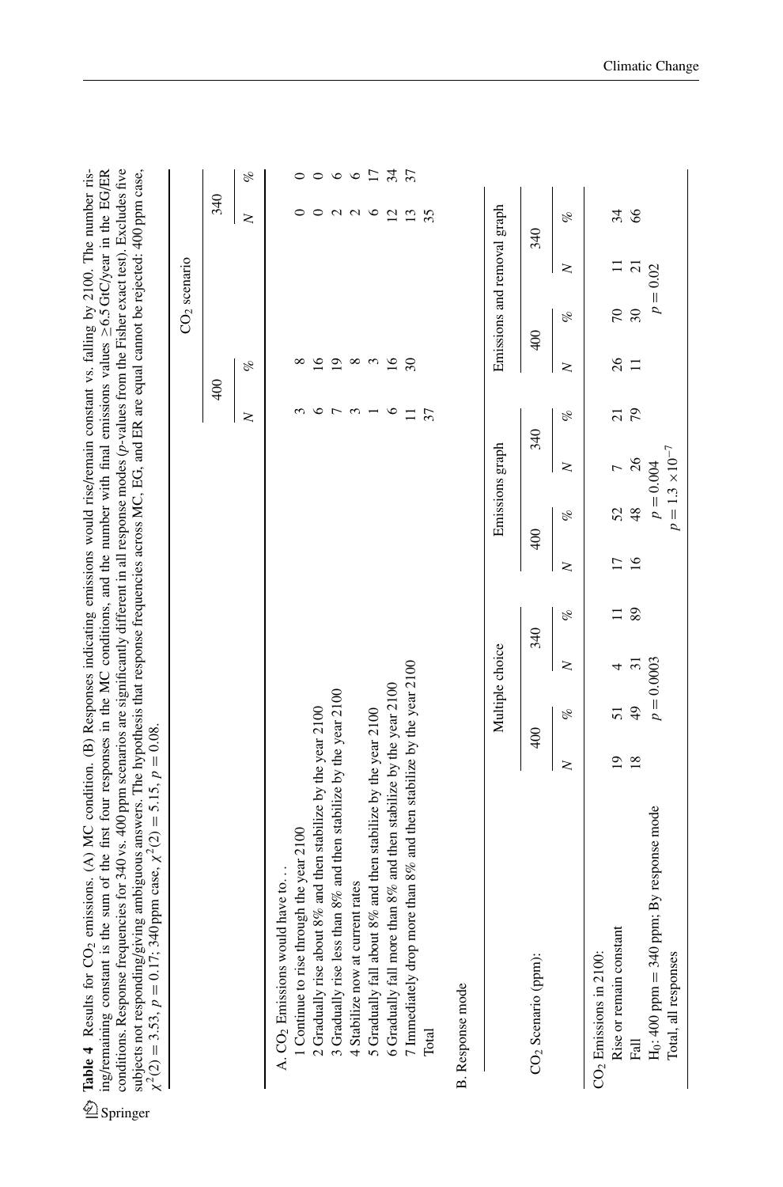**Table 4** Results for $CO_2$ emissions. (A) MC condition. (B) Responses indicating emissions would rise/remain constant vs. falling by 2100. The number rising/remaining constant is the sum of the first four responses in the MC conditions, and the number with final emissions values ≥6.5 GtC/year in the EG/ER conditions. Response frequencies for 340 vs. 400 ppm scenarios are significantly different in all response modes (p-values from the Fisher exact test). Excludes five subjects not responding/giving ambiguous answers. The hypothesis that response frequencies across MC, EG, and ER are equal cannot be rejected: 400 ppm case, $\chi^2(2) = 3.53$, $p = 0.17$; 340 ppm case, $\chi^2(2) = 5.15$, $p = 0.08$.

| | $CO_2$ scenario | | | |
|---|---|---|---|---|
| | 400 | | 340 | |
| | N | % | N | % |
| A. $CO_2$ Emissions would have to... | | | | |
| 1 Continue to rise through the year 2100 | 3 | 8 | 0 | 0 |
| 2 Gradually rise about 8% and then stabilize by the year 2100 | 6 | 16 | 0 | 0 |
| 3 Gradually rise less than 8% and then stabilize by the year 2100 | 7 | 19 | 2 | 6 |
| 4 Stabilize now at current rates | 3 | 8 | 2 | 6 |
| 5 Gradually fall about 8% and then stabilize by the year 2100 | 1 | 3 | 6 | 17 |
| 6 Gradually fall more than 8% and then stabilize by the year 2100 | 6 | 16 | 12 | 34 |
| 7 Immediately drop more than 8% and then stabilize by the year 2100 | 11 | 30 | 13 | 37 |
| Total | 37 | | 35 | |

B. Response mode

| | Multiple choice | | | | Emissions graph | | | | Emissions and removal graph | | | |
|---|---|---|---|---|---|---|---|---|---|---|---|---|
| $CO_2$ Scenario (ppm): | 400 | | 340 | | 400 | | 340 | | 400 | | 340 | |
| | N | % | N | % | N | % | N | % | N | % | N | % |
| $CO_2$ Emissions in 2100: | | | | | | | | | | | | |
| Rise or remain constant | 19 | 51 | 4 | 11 | 17 | 52 | 7 | 21 | 26 | 70 | 11 | 34 |
| Fall | 18 | 49 | 31 | 89 | 16 | 48 | 26 | 79 | 11 | 30 | 21 | 66 |
| $H_0$: 400 ppm = 340 ppm; By response mode | $p = 0.0003$ | | | | $p = 0.004$ | | | | $p = 0.02$ | | | |
| Total, all responses | | | | | $p = 1.3 \times 10^{-7}$ | | | | | | | |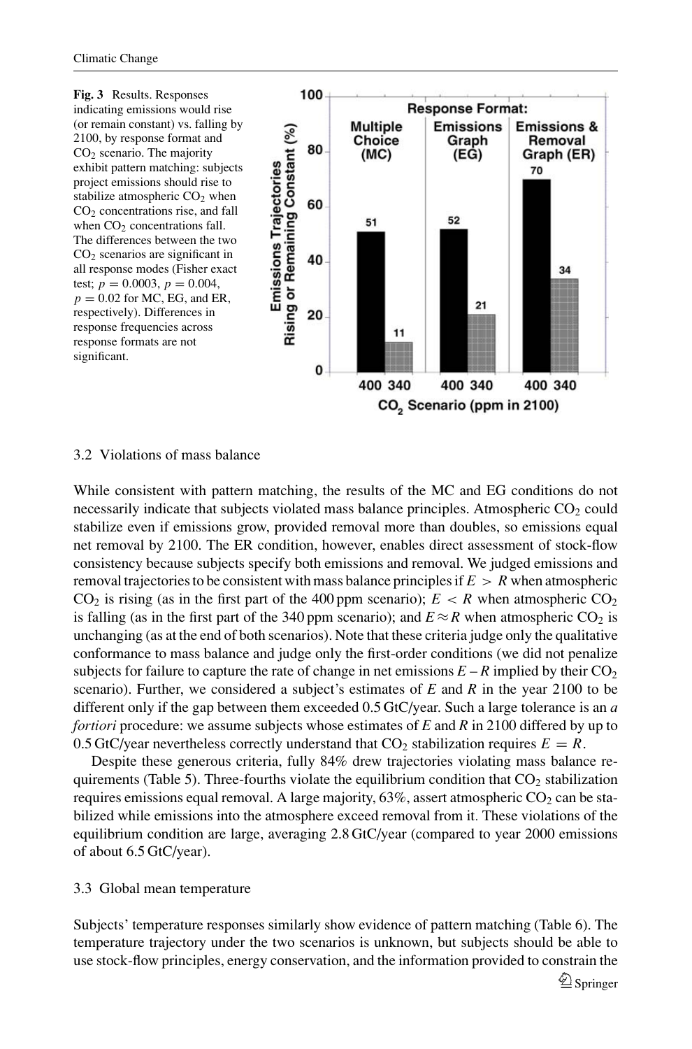**Fig. 3** Results. Responses indicating emissions would rise (or remain constant) vs. falling by 2100, by response format and $CO_2$ scenario. The majority exhibit pattern matching: subjects project emissions should rise to stabilize atmospheric $CO_2$ when $CO_2$ concentrations rise, and fall when $CO_2$ concentrations fall. The differences between the two $CO_2$ scenarios are significant in all response modes (Fisher exact test; $p = 0.0003$, $p = 0.004$, $p = 0.02$ for MC, EG, and ER, respectively). Differences in response frequencies across response formats are not significant.

### 3.2 Violations of mass balance

While consistent with pattern matching, the results of the MC and EG conditions do not necessarily indicate that subjects violated mass balance principles. Atmospheric $CO_2$ could stabilize even if emissions grow, provided removal more than doubles, so emissions equal net removal by 2100. The ER condition, however, enables direct assessment of stock-flow consistency because subjects specify both emissions and removal. We judged emissions and removal trajectories to be consistent with mass balance principles if $E > R$ when atmospheric $CO_2$ is rising (as in the first part of the 400 ppm scenario); $E < R$ when atmospheric $CO_2$ is falling (as in the first part of the 340 ppm scenario); and $E \approx R$ when atmospheric $CO_2$ is unchanging (as at the end of both scenarios). Note that these criteria judge only the qualitative conformance to mass balance and judge only the first-order conditions (we did not penalize subjects for failure to capture the rate of change in net emissions $E - R$ implied by their $CO_2$ scenario). Further, we considered a subject's estimates of $E$ and $R$ in the year 2100 to be different only if the gap between them exceeded 0.5 GtC/year. Such a large tolerance is an *a fortiori* procedure: we assume subjects whose estimates of $E$ and $R$ in 2100 differed by up to 0.5 GtC/year nevertheless correctly understand that $CO_2$ stabilization requires $E = R$.

Despite these generous criteria, fully 84% drew trajectories violating mass balance requirements (Table 5). Three-fourths violate the equilibrium condition that $CO_2$ stabilization requires emissions equal removal. A large majority, 63%, assert atmospheric $CO_2$ can be stabilized while emissions into the atmosphere exceed removal from it. These violations of the equilibrium condition are large, averaging 2.8 GtC/year (compared to year 2000 emissions of about 6.5 GtC/year).

### 3.3 Global mean temperature

Subjects' temperature responses similarly show evidence of pattern matching (Table 6). The temperature trajectory under the two scenarios is unknown, but subjects should be able to use stock-flow principles, energy conservation, and the information provided to constrain the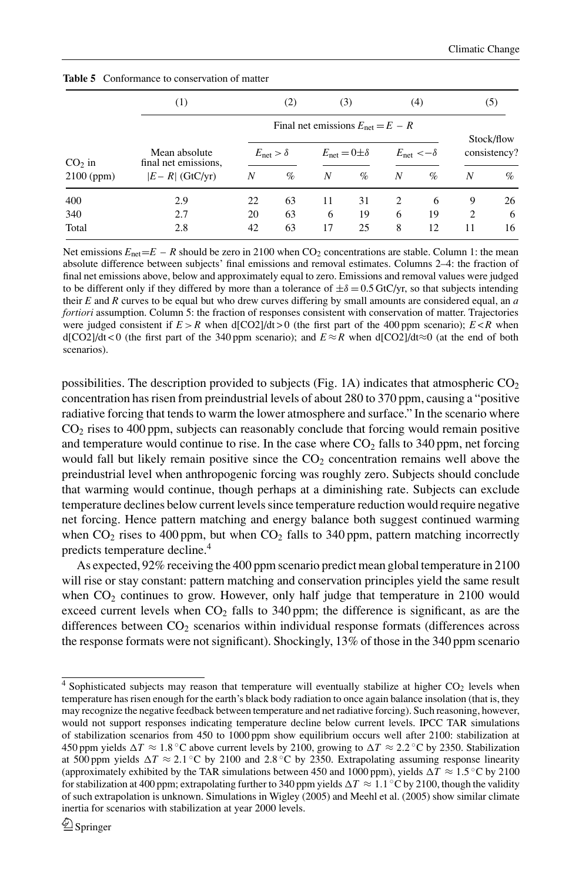**Table 5** Conformance to conservation of matter

| | (1) | (2) | | (3) | | (4) | | (5) | |
|---|---|---|---|---|---|---|---|---|---|
| | | Final net emissions $E_{net} = E - R$ | | | | | | | |
| $CO_2$ in 2100 (ppm) | Mean absolute final net emissions, $\lvert E - R\rvert$ (GtC/yr) | $E_{net} > \delta$ | | $E_{net} = 0 \pm \delta$ | | $E_{net} < -\delta$ | | Stock/flow consistency? | |
| | | $N$ | % | $N$ | % | $N$ | % | $N$ | % |
| 400 | 2.9 | 22 | 63 | 11 | 31 | 2 | 6 | 9 | 26 |
| 340 | 2.7 | 20 | 63 | 6 | 19 | 6 | 19 | 2 | 6 |
| Total | 2.8 | 42 | 63 | 17 | 25 | 8 | 12 | 11 | 16 |

Net emissions $E_{net}=E - R$ should be zero in 2100 when $CO_2$ concentrations are stable. Column 1: the mean absolute difference between subjects' final emissions and removal estimates. Columns 2–4: the fraction of final net emissions above, below and approximately equal to zero. Emissions and removal values were judged to be different only if they differed by more than a tolerance of $\pm\delta = 0.5$ GtC/yr, so that subjects intending their $E$ and $R$ curves to be equal but who drew curves differing by small amounts are considered equal, an *a fortiori* assumption. Column 5: the fraction of responses consistent with conservation of matter. Trajectories were judged consistent if $E > R$ when $d[CO2]/dt > 0$ (the first part of the 400 ppm scenario); $E < R$ when $d[CO2]/dt < 0$ (the first part of the 340 ppm scenario); and $E \approx R$ when $d[CO2]/dt \approx 0$ (at the end of both scenarios).

possibilities. The description provided to subjects (Fig. 1A) indicates that atmospheric $CO_2$ concentration has risen from preindustrial levels of about 280 to 370 ppm, causing a "positive radiative forcing that tends to warm the lower atmosphere and surface." In the scenario where $CO_2$ rises to 400 ppm, subjects can reasonably conclude that forcing would remain positive and temperature would continue to rise. In the case where $CO_2$ falls to 340 ppm, net forcing would fall but likely remain positive since the $CO_2$ concentration remains well above the preindustrial level when anthropogenic forcing was roughly zero. Subjects should conclude that warming would continue, though perhaps at a diminishing rate. Subjects can exclude temperature declines below current levels since temperature reduction would require negative net forcing. Hence pattern matching and energy balance both suggest continued warming when $CO_2$ rises to 400 ppm, but when $CO_2$ falls to 340 ppm, pattern matching incorrectly predicts temperature decline.[4]

As expected, 92% receiving the 400 ppm scenario predict mean global temperature in 2100 will rise or stay constant: pattern matching and conservation principles yield the same result when $CO_2$ continues to grow. However, only half judge that temperature in 2100 would exceed current levels when $CO_2$ falls to 340 ppm; the difference is significant, as are the differences between $CO_2$ scenarios within individual response formats (differences across the response formats were not significant). Shockingly, 13% of those in the 340 ppm scenario

[4] Sophisticated subjects may reason that temperature will eventually stabilize at higher $CO_2$ levels when temperature has risen enough for the earth's black body radiation to once again balance insolation (that is, they may recognize the negative feedback between temperature and net radiative forcing). Such reasoning, however, would not support responses indicating temperature decline below current levels. IPCC TAR simulations of stabilization scenarios from 450 to 1000 ppm show equilibrium occurs well after 2100: stabilization at 450 ppm yields $\Delta T \approx 1.8\,^{\circ}$C above current levels by 2100, growing to $\Delta T \approx 2.2\,^{\circ}$C by 2350. Stabilization at 500 ppm yields $\Delta T \approx 2.1\,^{\circ}$C by 2100 and 2.8 °C by 2350. Extrapolating assuming response linearity (approximately exhibited by the TAR simulations between 450 and 1000 ppm), yields $\Delta T \approx 1.5\,^{\circ}$C by 2100 for stabilization at 400 ppm; extrapolating further to 340 ppm yields $\Delta T \approx 1.1\,^{\circ}$C by 2100, though the validity of such extrapolation is unknown. Simulations in Wigley (2005) and Meehl et al. (2005) show similar climate inertia for scenarios with stabilization at year 2000 levels.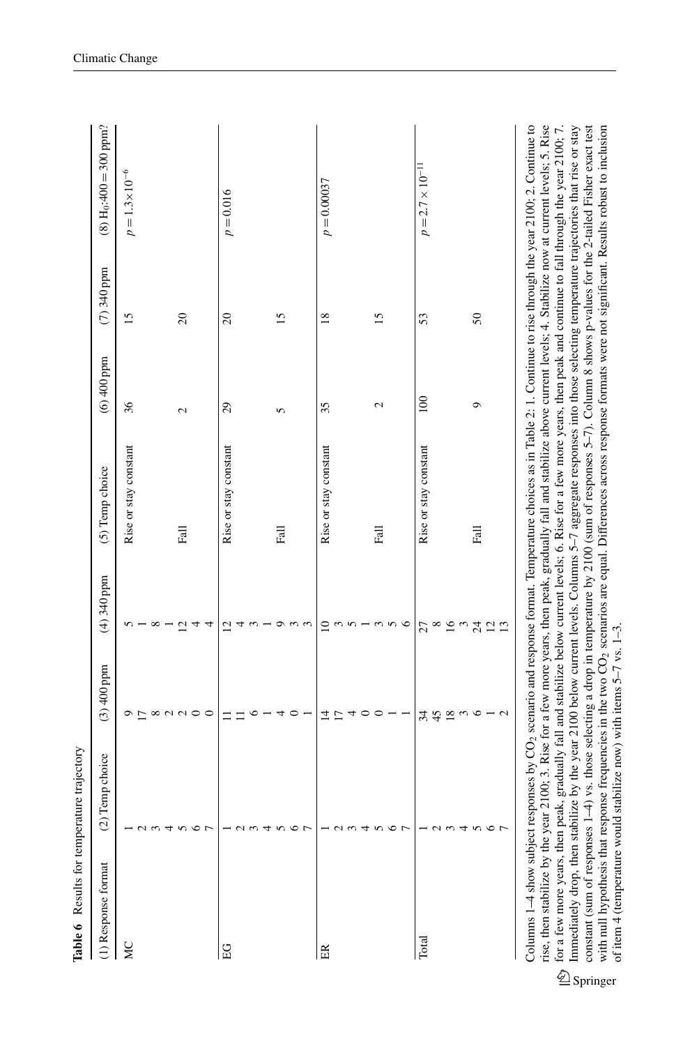**Table 6** Results for temperature trajectory

| (1) Response format | (2) Temp choice | (3) 400 ppm | (4) 340 ppm | (5) Temp choice | (6) 400 ppm | (7) 340 ppm | (8) $H_0$:400 = 300 ppm? |
|---|---|---|---|---|---|---|---|
| MC | 1 | 9 | 5 | Rise or stay constant | 36 | 15 | $p = 1.3{\times}10^{-6}$ |
| | 2 | 17 | 1 | | | | |
| | 3 | 8 | 8 | | | | |
| | 4 | 2 | 1 | | | | |
| | 5 | 2 | 12 | Fall | 2 | 20 | |
| | 6 | 0 | 4 | | | | |
| | 7 | 0 | 4 | | | | |
| EG | 1 | 11 | 12 | Rise or stay constant | 29 | 20 | $p = 0.016$ |
| | 2 | 11 | 4 | | | | |
| | 3 | 6 | 3 | | | | |
| | 4 | 1 | 1 | | | | |
| | 5 | 4 | 9 | Fall | 5 | 15 | |
| | 6 | 0 | 3 | | | | |
| | 7 | 1 | 3 | | | | |
| ER | 1 | 14 | 10 | Rise or stay constant | 35 | 18 | $p = 0.00037$ |
| | 2 | 17 | 3 | | | | |
| | 3 | 4 | 5 | | | | |
| | 4 | 0 | 1 | | | | |
| | 5 | 0 | 3 | Fall | 2 | 15 | |
| | 6 | 1 | 5 | | | | |
| | 7 | 1 | 6 | | | | |
| Total | 1 | 34 | 27 | Rise or stay constant | 100 | 53 | $p = 2.7{\times}10^{-11}$ |
| | 2 | 45 | 8 | | | | |
| | 3 | 18 | 16 | | | | |
| | 4 | 3 | 3 | | | | |
| | 5 | 6 | 24 | Fall | 9 | 50 | |
| | 6 | 1 | 12 | | | | |
| | 7 | 2 | 13 | | | | |

Columns 1–4 show subject responses by $CO_2$ scenario and response format. Temperature choices as in Table 2: 1. Continue to rise through the year 2100; 2. Continue to rise, then stabilize by the year 2100; 3. Rise for a few more years, then peak, gradually fall and stabilize above current levels; 4. Stabilize now at current levels; 5. Rise for a few more years, then peak, gradually fall and stabilize below current levels; 6. Rise for a few more years, then peak and continue to fall through the year 2100; 7. Immediately drop, then stabilize by the year 2100 below current levels. Columns 5–7 aggregate responses into those selecting temperature trajectories that rise or stay constant (sum of responses 1–4) vs. those selecting a drop in temperature by 2100 (sum of responses 5–7). Column 8 shows p-values for the 2-tailed Fisher exact test with null hypothesis that response frequencies in the two $CO_2$ scenarios are equal. Differences across response formats were not significant. Results robust to inclusion of item 4 (temperature would stabilize now) with items 5–7 vs. 1–3.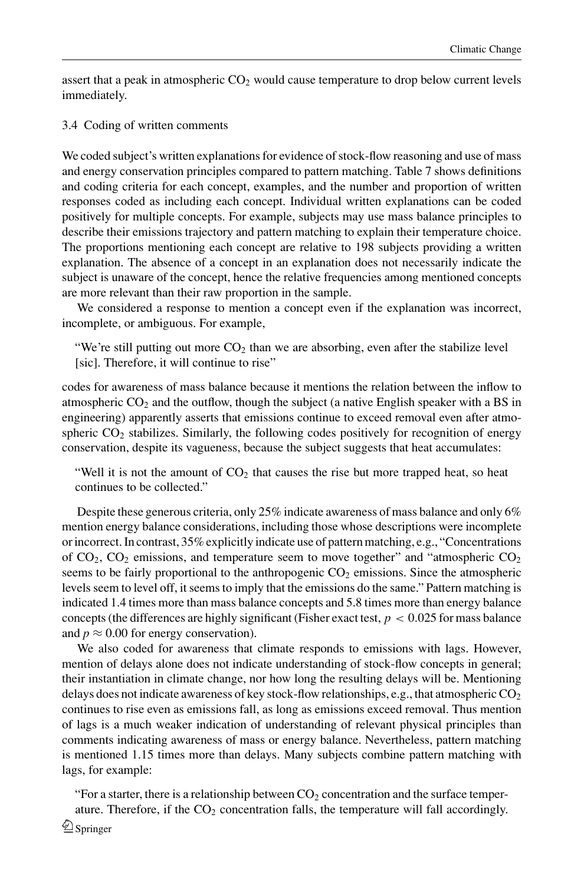assert that a peak in atmospheric $CO_2$ would cause temperature to drop below current levels immediately.

### 3.4 Coding of written comments

We coded subject's written explanations for evidence of stock-flow reasoning and use of mass and energy conservation principles compared to pattern matching. Table 7 shows definitions and coding criteria for each concept, examples, and the number and proportion of written responses coded as including each concept. Individual written explanations can be coded positively for multiple concepts. For example, subjects may use mass balance principles to describe their emissions trajectory and pattern matching to explain their temperature choice. The proportions mentioning each concept are relative to 198 subjects providing a written explanation. The absence of a concept in an explanation does not necessarily indicate the subject is unaware of the concept, hence the relative frequencies among mentioned concepts are more relevant than their raw proportion in the sample.

We considered a response to mention a concept even if the explanation was incorrect, incomplete, or ambiguous. For example,

> "We're still putting out more $CO_2$ than we are absorbing, even after the stabilize level [sic]. Therefore, it will continue to rise"

codes for awareness of mass balance because it mentions the relation between the inflow to atmospheric $CO_2$ and the outflow, though the subject (a native English speaker with a BS in engineering) apparently asserts that emissions continue to exceed removal even after atmospheric $CO_2$ stabilizes. Similarly, the following codes positively for recognition of energy conservation, despite its vagueness, because the subject suggests that heat accumulates:

> "Well it is not the amount of $CO_2$ that causes the rise but more trapped heat, so heat continues to be collected."

Despite these generous criteria, only 25% indicate awareness of mass balance and only 6% mention energy balance considerations, including those whose descriptions were incomplete or incorrect. In contrast, 35% explicitly indicate use of pattern matching, e.g., "Concentrations of $CO_2$, $CO_2$ emissions, and temperature seem to move together" and "atmospheric $CO_2$ seems to be fairly proportional to the anthropogenic $CO_2$ emissions. Since the atmospheric levels seem to level off, it seems to imply that the emissions do the same." Pattern matching is indicated 1.4 times more than mass balance concepts and 5.8 times more than energy balance concepts (the differences are highly significant (Fisher exact test, $p < 0.025$ for mass balance and $p \approx 0.00$ for energy conservation).

We also coded for awareness that climate responds to emissions with lags. However, mention of delays alone does not indicate understanding of stock-flow concepts in general; their instantiation in climate change, nor how long the resulting delays will be. Mentioning delays does not indicate awareness of key stock-flow relationships, e.g., that atmospheric $CO_2$ continues to rise even as emissions fall, as long as emissions exceed removal. Thus mention of lags is a much weaker indication of understanding of relevant physical principles than comments indicating awareness of mass or energy balance. Nevertheless, pattern matching is mentioned 1.15 times more than delays. Many subjects combine pattern matching with lags, for example:

> "For a starter, there is a relationship between $CO_2$ concentration and the surface temperature. Therefore, if the $CO_2$ concentration falls, the temperature will fall accordingly.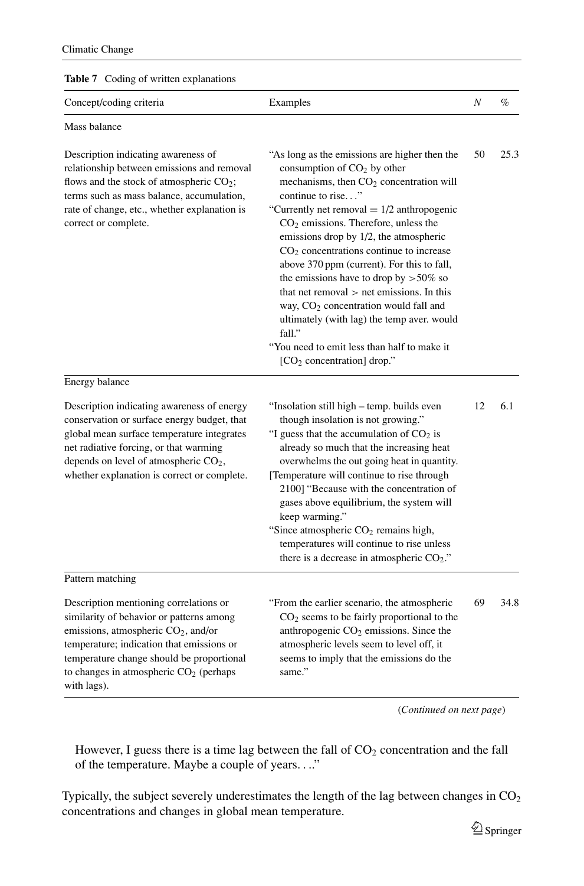**Table 7** Coding of written explanations

| Concept/coding criteria | Examples | N | % |
|---|---|---|---|
| Mass balance | | | |
| Description indicating awareness of relationship between emissions and removal flows and the stock of atmospheric $CO_2$; terms such as mass balance, accumulation, rate of change, etc., whether explanation is correct or complete. | "As long as the emissions are higher then the consumption of $CO_2$ by other mechanisms, then $CO_2$ concentration will continue to rise. . ." "Currently net removal = 1/2 anthropogenic $CO_2$ emissions. Therefore, unless the emissions drop by 1/2, the atmospheric $CO_2$ concentrations continue to increase above 370 ppm (current). For this to fall, the emissions have to drop by >50% so that net removal > net emissions. In this way, $CO_2$ concentration would fall and ultimately (with lag) the temp aver. would fall." "You need to emit less than half to make it [$CO_2$ concentration] drop." | 50 | 25.3 |
| Energy balance | | | |
| Description indicating awareness of energy conservation or surface energy budget, that global mean surface temperature integrates net radiative forcing, or that warming depends on level of atmospheric $CO_2$, whether explanation is correct or complete. | "Insolation still high – temp. builds even though insolation is not growing." "I guess that the accumulation of $CO_2$ is already so much that the increasing heat overwhelms the out going heat in quantity. [Temperature will continue to rise through 2100] "Because with the concentration of gases above equilibrium, the system will keep warming." "Since atmospheric $CO_2$ remains high, temperatures will continue to rise unless there is a decrease in atmospheric $CO_2$." | 12 | 6.1 |
| Pattern matching | | | |
| Description mentioning correlations or similarity of behavior or patterns among emissions, atmospheric $CO_2$, and/or temperature; indication that emissions or temperature change should be proportional to changes in atmospheric $CO_2$ (perhaps with lags). | "From the earlier scenario, the atmospheric $CO_2$ seems to be fairly proportional to the anthropogenic $CO_2$ emissions. Since the atmospheric levels seem to level off, it seems to imply that the emissions do the same." | 69 | 34.8 |

(*Continued on next page*)

However, I guess there is a time lag between the fall of $CO_2$ concentration and the fall of the temperature. Maybe a couple of years. . .."

Typically, the subject severely underestimates the length of the lag between changes in $CO_2$ concentrations and changes in global mean temperature.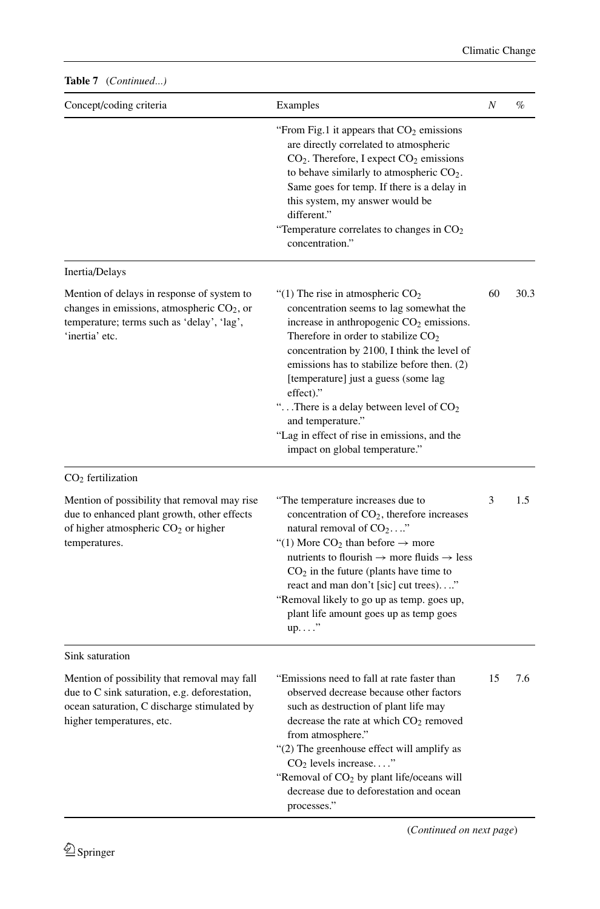**Table 7** (*Continued...*)

| Concept/coding criteria | Examples | N | % |
|---|---|---|---|
| | "From Fig.1 it appears that $CO_2$ emissions are directly correlated to atmospheric $CO_2$. Therefore, I expect $CO_2$ emissions to behave similarly to atmospheric $CO_2$. Same goes for temp. If there is a delay in this system, my answer would be different." "Temperature correlates to changes in $CO_2$ concentration." | | |
| Inertia/Delays | | | |
| Mention of delays in response of system to changes in emissions, atmospheric $CO_2$, or temperature; terms such as 'delay', 'lag', 'inertia' etc. | "(1) The rise in atmospheric $CO_2$ concentration seems to lag somewhat the increase in anthropogenic $CO_2$ emissions. Therefore in order to stabilize $CO_2$ concentration by 2100, I think the level of emissions has to stabilize before then. (2) [temperature] just a guess (some lag effect)." "...There is a delay between level of $CO_2$ and temperature." "Lag in effect of rise in emissions, and the impact on global temperature." | 60 | 30.3 |
| $CO_2$ fertilization | | | |
| Mention of possibility that removal may rise due to enhanced plant growth, other effects of higher atmospheric $CO_2$ or higher temperatures. | "The temperature increases due to concentration of $CO_2$, therefore increases natural removal of $CO_2$...." "(1) More $CO_2$ than before → more nutrients to flourish → more fluids → less $CO_2$ in the future (plants have time to react and man don't [sic] cut trees)...." "Removal likely to go up as temp. goes up, plant life amount goes up as temp goes up...." | 3 | 1.5 |
| Sink saturation | | | |
| Mention of possibility that removal may fall due to C sink saturation, e.g. deforestation, ocean saturation, C discharge stimulated by higher temperatures, etc. | "Emissions need to fall at rate faster than observed decrease because other factors such as destruction of plant life may decrease the rate at which $CO_2$ removed from atmosphere." "(2) The greenhouse effect will amplify as $CO_2$ levels increase...." "Removal of $CO_2$ by plant life/oceans will decrease due to deforestation and ocean processes." | 15 | 7.6 |

(*Continued on next page*)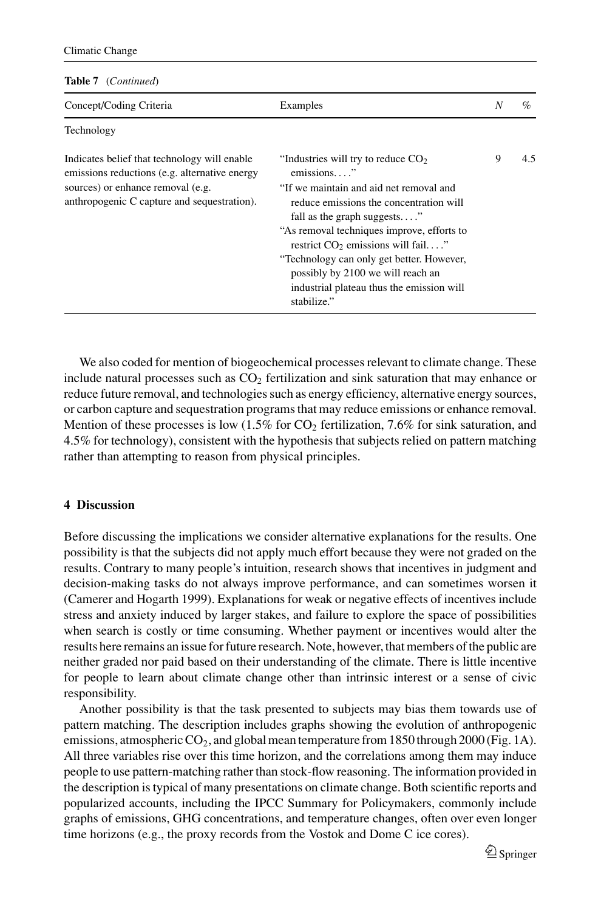**Table 7** (*Continued*)

| Concept/Coding Criteria | Examples | *N* | % |
|---|---|---|---|
| Technology | | | |
| Indicates belief that technology will enable emissions reductions (e.g. alternative energy sources) or enhance removal (e.g. anthropogenic C capture and sequestration). | "Industries will try to reduce $CO_2$ emissions. . . ." "If we maintain and aid net removal and reduce emissions the concentration will fall as the graph suggests. . . ." "As removal techniques improve, efforts to restrict $CO_2$ emissions will fail. . . ." "Technology can only get better. However, possibly by 2100 we will reach an industrial plateau thus the emission will stabilize." | 9 | 4.5 |

We also coded for mention of biogeochemical processes relevant to climate change. These include natural processes such as $CO_2$ fertilization and sink saturation that may enhance or reduce future removal, and technologies such as energy efficiency, alternative energy sources, or carbon capture and sequestration programs that may reduce emissions or enhance removal. Mention of these processes is low (1.5% for $CO_2$ fertilization, 7.6% for sink saturation, and 4.5% for technology), consistent with the hypothesis that subjects relied on pattern matching rather than attempting to reason from physical principles.

## 4 Discussion

Before discussing the implications we consider alternative explanations for the results. One possibility is that the subjects did not apply much effort because they were not graded on the results. Contrary to many people's intuition, research shows that incentives in judgment and decision-making tasks do not always improve performance, and can sometimes worsen it (Camerer and Hogarth 1999). Explanations for weak or negative effects of incentives include stress and anxiety induced by larger stakes, and failure to explore the space of possibilities when search is costly or time consuming. Whether payment or incentives would alter the results here remains an issue for future research. Note, however, that members of the public are neither graded nor paid based on their understanding of the climate. There is little incentive for people to learn about climate change other than intrinsic interest or a sense of civic responsibility.

Another possibility is that the task presented to subjects may bias them towards use of pattern matching. The description includes graphs showing the evolution of anthropogenic emissions, atmospheric $CO_2$, and global mean temperature from 1850 through 2000 (Fig. 1A). All three variables rise over this time horizon, and the correlations among them may induce people to use pattern-matching rather than stock-flow reasoning. The information provided in the description is typical of many presentations on climate change. Both scientific reports and popularized accounts, including the IPCC Summary for Policymakers, commonly include graphs of emissions, GHG concentrations, and temperature changes, often over even longer time horizons (e.g., the proxy records from the Vostok and Dome C ice cores).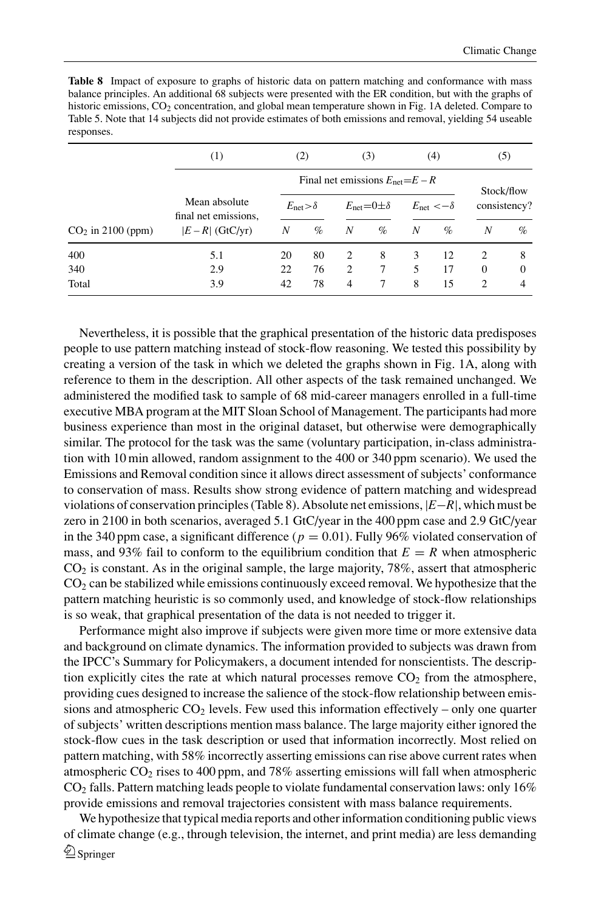**Table 8** Impact of exposure to graphs of historic data on pattern matching and conformance with mass balance principles. An additional 68 subjects were presented with the ER condition, but with the graphs of historic emissions, $CO_2$ concentration, and global mean temperature shown in Fig. 1A deleted. Compare to Table 5. Note that 14 subjects did not provide estimates of both emissions and removal, yielding 54 useable responses.

| | (1) | (2) | | (3) | | (4) | | (5) | |
|---|---|---|---|---|---|---|---|---|---|
| | | Final net emissions $E_{net}=E-R$ | | | | | | Stock/flow consistency? | |
| | Mean absolute final net emissions, | $E_{net}>\delta$ | | $E_{net}=0\pm\delta$ | | $E_{net}<-\delta$ | | | |
| $CO_2$ in 2100 (ppm) | $\|E-R\|$ (GtC/yr) | $N$ | % | $N$ | % | $N$ | % | $N$ | % |
| 400 | 5.1 | 20 | 80 | 2 | 8 | 3 | 12 | 2 | 8 |
| 340 | 2.9 | 22 | 76 | 2 | 7 | 5 | 17 | 0 | 0 |
| Total | 3.9 | 42 | 78 | 4 | 7 | 8 | 15 | 2 | 4 |

Nevertheless, it is possible that the graphical presentation of the historic data predisposes people to use pattern matching instead of stock-flow reasoning. We tested this possibility by creating a version of the task in which we deleted the graphs shown in Fig. 1A, along with reference to them in the description. All other aspects of the task remained unchanged. We administered the modified task to sample of 68 mid-career managers enrolled in a full-time executive MBA program at the MIT Sloan School of Management. The participants had more business experience than most in the original dataset, but otherwise were demographically similar. The protocol for the task was the same (voluntary participation, in-class administration with 10 min allowed, random assignment to the 400 or 340 ppm scenario). We used the Emissions and Removal condition since it allows direct assessment of subjects' conformance to conservation of mass. Results show strong evidence of pattern matching and widespread violations of conservation principles (Table 8). Absolute net emissions, $|E-R|$, which must be zero in 2100 in both scenarios, averaged 5.1 GtC/year in the 400 ppm case and 2.9 GtC/year in the 340 ppm case, a significant difference ($p = 0.01$). Fully 96% violated conservation of mass, and 93% fail to conform to the equilibrium condition that $E = R$ when atmospheric $CO_2$ is constant. As in the original sample, the large majority, 78%, assert that atmospheric $CO_2$ can be stabilized while emissions continuously exceed removal. We hypothesize that the pattern matching heuristic is so commonly used, and knowledge of stock-flow relationships is so weak, that graphical presentation of the data is not needed to trigger it.

Performance might also improve if subjects were given more time or more extensive data and background on climate dynamics. The information provided to subjects was drawn from the IPCC's Summary for Policymakers, a document intended for nonscientists. The description explicitly cites the rate at which natural processes remove $CO_2$ from the atmosphere, providing cues designed to increase the salience of the stock-flow relationship between emissions and atmospheric $CO_2$ levels. Few used this information effectively – only one quarter of subjects' written descriptions mention mass balance. The large majority either ignored the stock-flow cues in the task description or used that information incorrectly. Most relied on pattern matching, with 58% incorrectly asserting emissions can rise above current rates when atmospheric $CO_2$ rises to 400 ppm, and 78% asserting emissions will fall when atmospheric $CO_2$ falls. Pattern matching leads people to violate fundamental conservation laws: only 16% provide emissions and removal trajectories consistent with mass balance requirements.

We hypothesize that typical media reports and other information conditioning public views of climate change (e.g., through television, the internet, and print media) are less demanding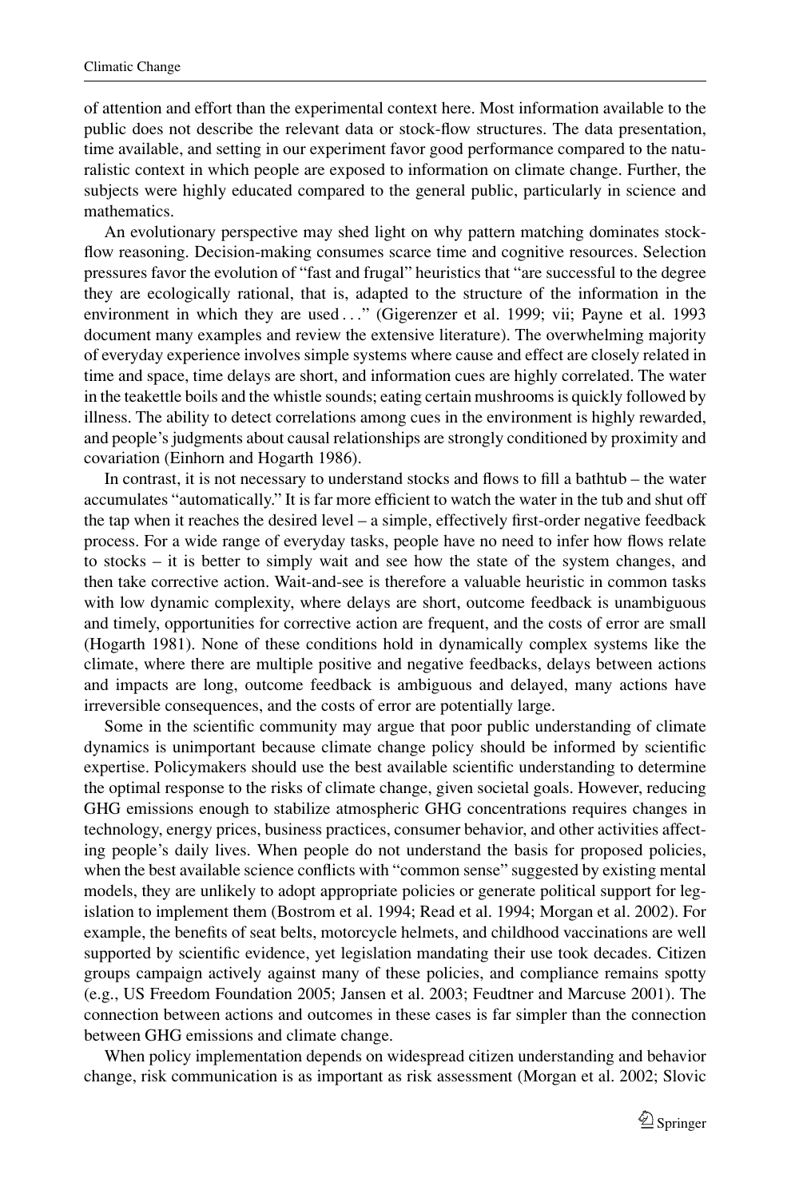of attention and effort than the experimental context here. Most information available to the public does not describe the relevant data or stock-flow structures. The data presentation, time available, and setting in our experiment favor good performance compared to the naturalistic context in which people are exposed to information on climate change. Further, the subjects were highly educated compared to the general public, particularly in science and mathematics.

An evolutionary perspective may shed light on why pattern matching dominates stock-flow reasoning. Decision-making consumes scarce time and cognitive resources. Selection pressures favor the evolution of "fast and frugal" heuristics that "are successful to the degree they are ecologically rational, that is, adapted to the structure of the information in the environment in which they are used . . ." (Gigerenzer et al. 1999; vii; Payne et al. 1993 document many examples and review the extensive literature). The overwhelming majority of everyday experience involves simple systems where cause and effect are closely related in time and space, time delays are short, and information cues are highly correlated. The water in the teakettle boils and the whistle sounds; eating certain mushrooms is quickly followed by illness. The ability to detect correlations among cues in the environment is highly rewarded, and people's judgments about causal relationships are strongly conditioned by proximity and covariation (Einhorn and Hogarth 1986).

In contrast, it is not necessary to understand stocks and flows to fill a bathtub – the water accumulates "automatically." It is far more efficient to watch the water in the tub and shut off the tap when it reaches the desired level – a simple, effectively first-order negative feedback process. For a wide range of everyday tasks, people have no need to infer how flows relate to stocks – it is better to simply wait and see how the state of the system changes, and then take corrective action. Wait-and-see is therefore a valuable heuristic in common tasks with low dynamic complexity, where delays are short, outcome feedback is unambiguous and timely, opportunities for corrective action are frequent, and the costs of error are small (Hogarth 1981). None of these conditions hold in dynamically complex systems like the climate, where there are multiple positive and negative feedbacks, delays between actions and impacts are long, outcome feedback is ambiguous and delayed, many actions have irreversible consequences, and the costs of error are potentially large.

Some in the scientific community may argue that poor public understanding of climate dynamics is unimportant because climate change policy should be informed by scientific expertise. Policymakers should use the best available scientific understanding to determine the optimal response to the risks of climate change, given societal goals. However, reducing GHG emissions enough to stabilize atmospheric GHG concentrations requires changes in technology, energy prices, business practices, consumer behavior, and other activities affecting people's daily lives. When people do not understand the basis for proposed policies, when the best available science conflicts with "common sense" suggested by existing mental models, they are unlikely to adopt appropriate policies or generate political support for legislation to implement them (Bostrom et al. 1994; Read et al. 1994; Morgan et al. 2002). For example, the benefits of seat belts, motorcycle helmets, and childhood vaccinations are well supported by scientific evidence, yet legislation mandating their use took decades. Citizen groups campaign actively against many of these policies, and compliance remains spotty (e.g., US Freedom Foundation 2005; Jansen et al. 2003; Feudtner and Marcuse 2001). The connection between actions and outcomes in these cases is far simpler than the connection between GHG emissions and climate change.

When policy implementation depends on widespread citizen understanding and behavior change, risk communication is as important as risk assessment (Morgan et al. 2002; Slovic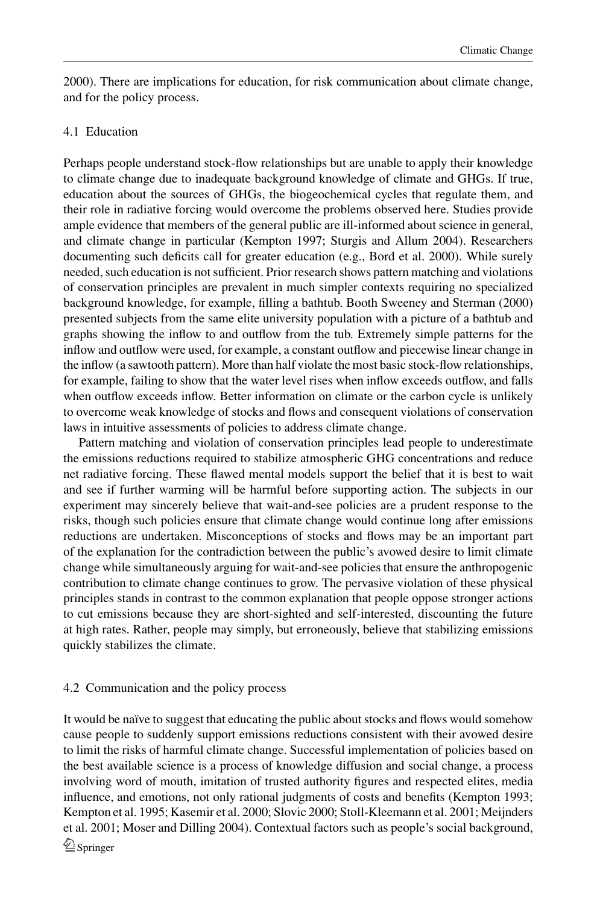2000). There are implications for education, for risk communication about climate change, and for the policy process.

### 4.1 Education

Perhaps people understand stock-flow relationships but are unable to apply their knowledge to climate change due to inadequate background knowledge of climate and GHGs. If true, education about the sources of GHGs, the biogeochemical cycles that regulate them, and their role in radiative forcing would overcome the problems observed here. Studies provide ample evidence that members of the general public are ill-informed about science in general, and climate change in particular (Kempton 1997; Sturgis and Allum 2004). Researchers documenting such deficits call for greater education (e.g., Bord et al. 2000). While surely needed, such education is not sufficient. Prior research shows pattern matching and violations of conservation principles are prevalent in much simpler contexts requiring no specialized background knowledge, for example, filling a bathtub. Booth Sweeney and Sterman (2000) presented subjects from the same elite university population with a picture of a bathtub and graphs showing the inflow to and outflow from the tub. Extremely simple patterns for the inflow and outflow were used, for example, a constant outflow and piecewise linear change in the inflow (a sawtooth pattern). More than half violate the most basic stock-flow relationships, for example, failing to show that the water level rises when inflow exceeds outflow, and falls when outflow exceeds inflow. Better information on climate or the carbon cycle is unlikely to overcome weak knowledge of stocks and flows and consequent violations of conservation laws in intuitive assessments of policies to address climate change.

Pattern matching and violation of conservation principles lead people to underestimate the emissions reductions required to stabilize atmospheric GHG concentrations and reduce net radiative forcing. These flawed mental models support the belief that it is best to wait and see if further warming will be harmful before supporting action. The subjects in our experiment may sincerely believe that wait-and-see policies are a prudent response to the risks, though such policies ensure that climate change would continue long after emissions reductions are undertaken. Misconceptions of stocks and flows may be an important part of the explanation for the contradiction between the public's avowed desire to limit climate change while simultaneously arguing for wait-and-see policies that ensure the anthropogenic contribution to climate change continues to grow. The pervasive violation of these physical principles stands in contrast to the common explanation that people oppose stronger actions to cut emissions because they are short-sighted and self-interested, discounting the future at high rates. Rather, people may simply, but erroneously, believe that stabilizing emissions quickly stabilizes the climate.

### 4.2 Communication and the policy process

It would be naïve to suggest that educating the public about stocks and flows would somehow cause people to suddenly support emissions reductions consistent with their avowed desire to limit the risks of harmful climate change. Successful implementation of policies based on the best available science is a process of knowledge diffusion and social change, a process involving word of mouth, imitation of trusted authority figures and respected elites, media influence, and emotions, not only rational judgments of costs and benefits (Kempton 1993; Kempton et al. 1995; Kasemir et al. 2000; Slovic 2000; Stoll-Kleemann et al. 2001; Meijnders et al. 2001; Moser and Dilling 2004). Contextual factors such as people's social background,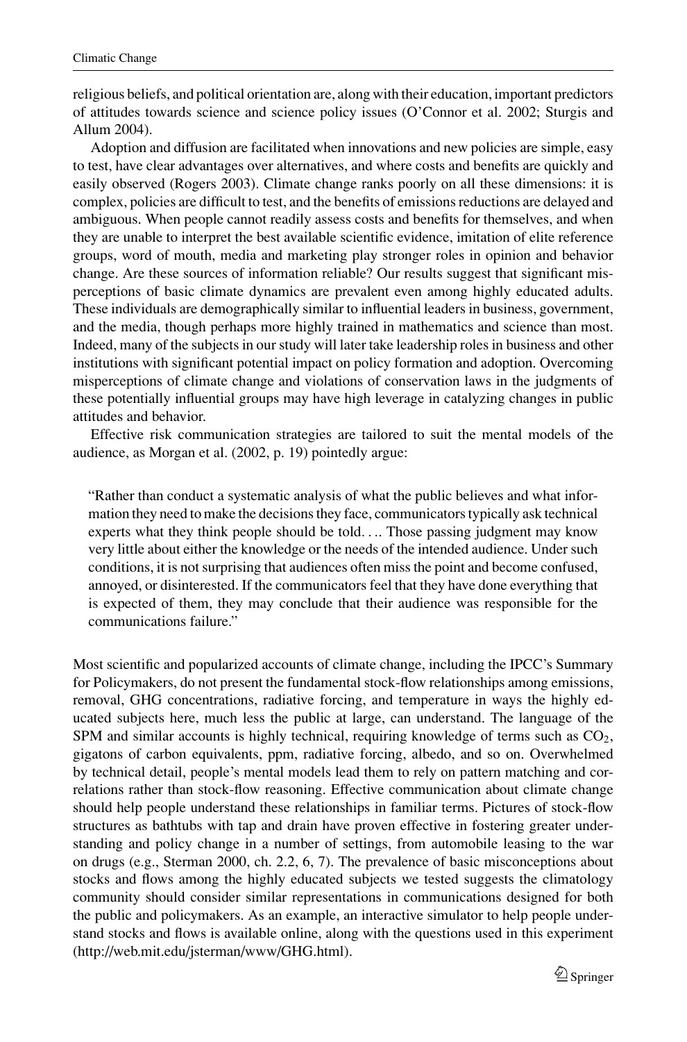religious beliefs, and political orientation are, along with their education, important predictors of attitudes towards science and science policy issues (O'Connor et al. 2002; Sturgis and Allum 2004).

Adoption and diffusion are facilitated when innovations and new policies are simple, easy to test, have clear advantages over alternatives, and where costs and benefits are quickly and easily observed (Rogers 2003). Climate change ranks poorly on all these dimensions: it is complex, policies are difficult to test, and the benefits of emissions reductions are delayed and ambiguous. When people cannot readily assess costs and benefits for themselves, and when they are unable to interpret the best available scientific evidence, imitation of elite reference groups, word of mouth, media and marketing play stronger roles in opinion and behavior change. Are these sources of information reliable? Our results suggest that significant misperceptions of basic climate dynamics are prevalent even among highly educated adults. These individuals are demographically similar to influential leaders in business, government, and the media, though perhaps more highly trained in mathematics and science than most. Indeed, many of the subjects in our study will later take leadership roles in business and other institutions with significant potential impact on policy formation and adoption. Overcoming misperceptions of climate change and violations of conservation laws in the judgments of these potentially influential groups may have high leverage in catalyzing changes in public attitudes and behavior.

Effective risk communication strategies are tailored to suit the mental models of the audience, as Morgan et al. (2002, p. 19) pointedly argue:

> "Rather than conduct a systematic analysis of what the public believes and what information they need to make the decisions they face, communicators typically ask technical experts what they think people should be told. ... Those passing judgment may know very little about either the knowledge or the needs of the intended audience. Under such conditions, it is not surprising that audiences often miss the point and become confused, annoyed, or disinterested. If the communicators feel that they have done everything that is expected of them, they may conclude that their audience was responsible for the communications failure."

Most scientific and popularized accounts of climate change, including the IPCC's Summary for Policymakers, do not present the fundamental stock-flow relationships among emissions, removal, GHG concentrations, radiative forcing, and temperature in ways the highly educated subjects here, much less the public at large, can understand. The language of the SPM and similar accounts is highly technical, requiring knowledge of terms such as $CO_2$, gigatons of carbon equivalents, ppm, radiative forcing, albedo, and so on. Overwhelmed by technical detail, people's mental models lead them to rely on pattern matching and correlations rather than stock-flow reasoning. Effective communication about climate change should help people understand these relationships in familiar terms. Pictures of stock-flow structures as bathtubs with tap and drain have proven effective in fostering greater understanding and policy change in a number of settings, from automobile leasing to the war on drugs (e.g., Sterman 2000, ch. 2.2, 6, 7). The prevalence of basic misconceptions about stocks and flows among the highly educated subjects we tested suggests the climatology community should consider similar representations in communications designed for both the public and policymakers. As an example, an interactive simulator to help people understand stocks and flows is available online, along with the questions used in this experiment (http://web.mit.edu/jsterman/www/GHG.html).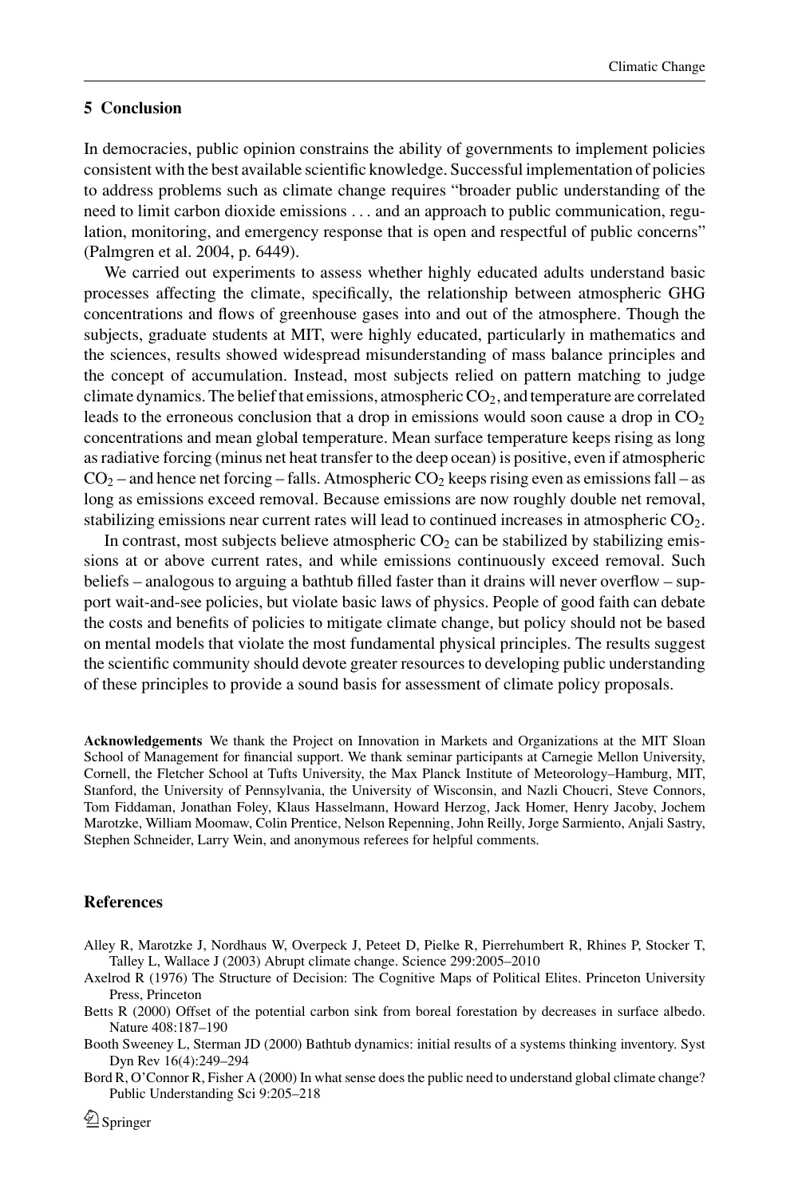## 5 Conclusion

In democracies, public opinion constrains the ability of governments to implement policies consistent with the best available scientific knowledge. Successful implementation of policies to address problems such as climate change requires "broader public understanding of the need to limit carbon dioxide emissions . . . and an approach to public communication, regulation, monitoring, and emergency response that is open and respectful of public concerns" (Palmgren et al. 2004, p. 6449).

We carried out experiments to assess whether highly educated adults understand basic processes affecting the climate, specifically, the relationship between atmospheric GHG concentrations and flows of greenhouse gases into and out of the atmosphere. Though the subjects, graduate students at MIT, were highly educated, particularly in mathematics and the sciences, results showed widespread misunderstanding of mass balance principles and the concept of accumulation. Instead, most subjects relied on pattern matching to judge climate dynamics. The belief that emissions, atmospheric $CO_2$, and temperature are correlated leads to the erroneous conclusion that a drop in emissions would soon cause a drop in $CO_2$ concentrations and mean global temperature. Mean surface temperature keeps rising as long as radiative forcing (minus net heat transfer to the deep ocean) is positive, even if atmospheric $CO_2$ – and hence net forcing – falls. Atmospheric $CO_2$ keeps rising even as emissions fall – as long as emissions exceed removal. Because emissions are now roughly double net removal, stabilizing emissions near current rates will lead to continued increases in atmospheric $CO_2$.

In contrast, most subjects believe atmospheric $CO_2$ can be stabilized by stabilizing emissions at or above current rates, and while emissions continuously exceed removal. Such beliefs – analogous to arguing a bathtub filled faster than it drains will never overflow – support wait-and-see policies, but violate basic laws of physics. People of good faith can debate the costs and benefits of policies to mitigate climate change, but policy should not be based on mental models that violate the most fundamental physical principles. The results suggest the scientific community should devote greater resources to developing public understanding of these principles to provide a sound basis for assessment of climate policy proposals.

**Acknowledgements** We thank the Project on Innovation in Markets and Organizations at the MIT Sloan School of Management for financial support. We thank seminar participants at Carnegie Mellon University, Cornell, the Fletcher School at Tufts University, the Max Planck Institute of Meteorology–Hamburg, MIT, Stanford, the University of Pennsylvania, the University of Wisconsin, and Nazli Choucri, Steve Connors, Tom Fiddaman, Jonathan Foley, Klaus Hasselmann, Howard Herzog, Jack Homer, Henry Jacoby, Jochem Marotzke, William Moomaw, Colin Prentice, Nelson Repenning, John Reilly, Jorge Sarmiento, Anjali Sastry, Stephen Schneider, Larry Wein, and anonymous referees for helpful comments.

## References

Alley R, Marotzke J, Nordhaus W, Overpeck J, Peteet D, Pielke R, Pierrehumbert R, Rhines P, Stocker T, Talley L, Wallace J (2003) Abrupt climate change. Science 299:2005–2010

Axelrod R (1976) The Structure of Decision: The Cognitive Maps of Political Elites. Princeton University Press, Princeton

Betts R (2000) Offset of the potential carbon sink from boreal forestation by decreases in surface albedo. Nature 408:187–190

Booth Sweeney L, Sterman JD (2000) Bathtub dynamics: initial results of a systems thinking inventory. Syst Dyn Rev 16(4):249–294

Bord R, O'Connor R, Fisher A (2000) In what sense does the public need to understand global climate change? Public Understanding Sci 9:205–218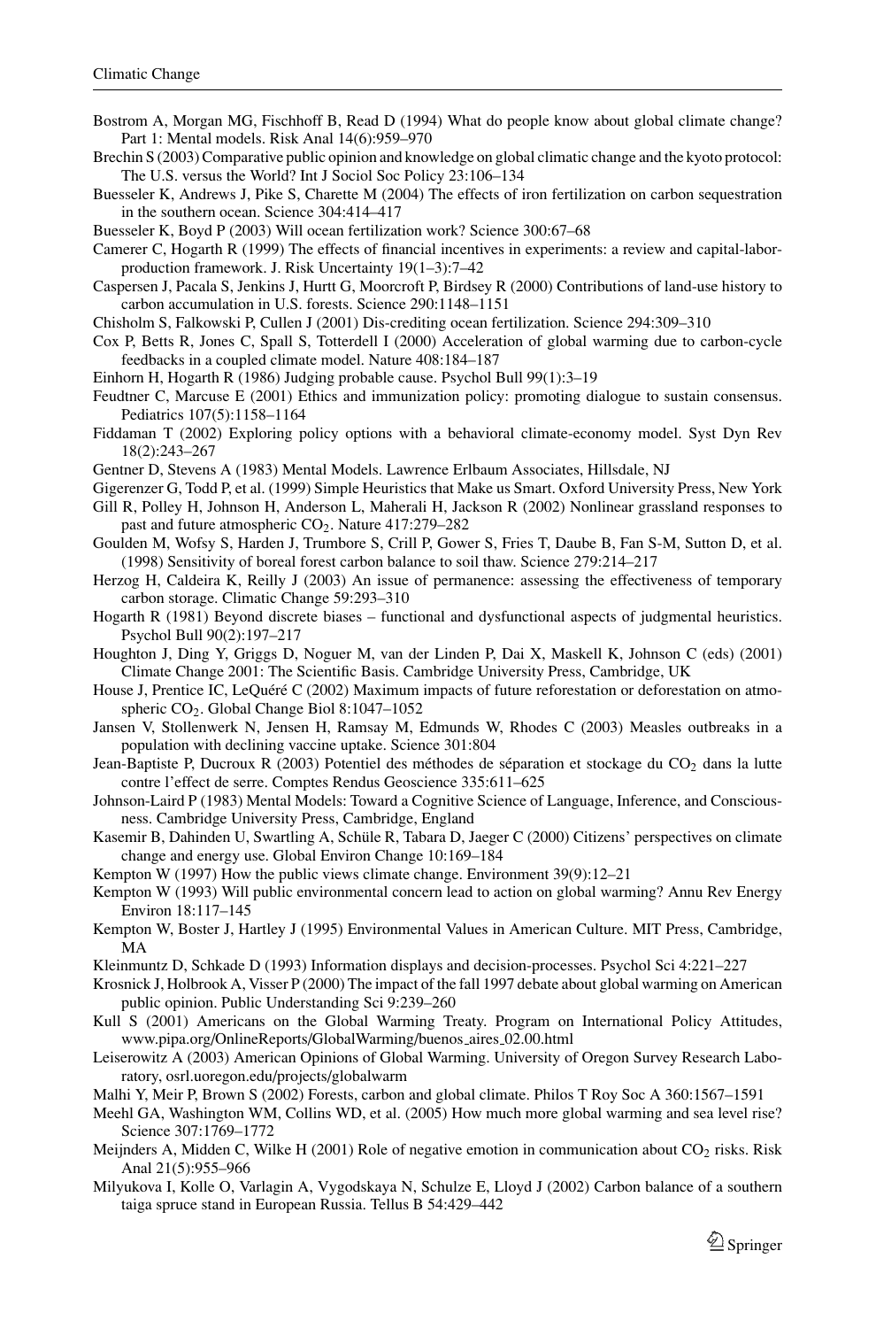Bostrom A, Morgan MG, Fischhoff B, Read D (1994) What do people know about global climate change? Part 1: Mental models. Risk Anal 14(6):959–970

Brechin S (2003) Comparative public opinion and knowledge on global climatic change and the kyoto protocol: The U.S. versus the World? Int J Sociol Soc Policy 23:106–134

Buesseler K, Andrews J, Pike S, Charette M (2004) The effects of iron fertilization on carbon sequestration in the southern ocean. Science 304:414–417

Buesseler K, Boyd P (2003) Will ocean fertilization work? Science 300:67–68

Camerer C, Hogarth R (1999) The effects of financial incentives in experiments: a review and capital-labor-production framework. J. Risk Uncertainty 19(1–3):7–42

Caspersen J, Pacala S, Jenkins J, Hurtt G, Moorcroft P, Birdsey R (2000) Contributions of land-use history to carbon accumulation in U.S. forests. Science 290:1148–1151

Chisholm S, Falkowski P, Cullen J (2001) Dis-crediting ocean fertilization. Science 294:309–310

Cox P, Betts R, Jones C, Spall S, Totterdell I (2000) Acceleration of global warming due to carbon-cycle feedbacks in a coupled climate model. Nature 408:184–187

Einhorn H, Hogarth R (1986) Judging probable cause. Psychol Bull 99(1):3–19

Feudtner C, Marcuse E (2001) Ethics and immunization policy: promoting dialogue to sustain consensus. Pediatrics 107(5):1158–1164

Fiddaman T (2002) Exploring policy options with a behavioral climate-economy model. Syst Dyn Rev 18(2):243–267

Gentner D, Stevens A (1983) Mental Models. Lawrence Erlbaum Associates, Hillsdale, NJ

Gigerenzer G, Todd P, et al. (1999) Simple Heuristics that Make us Smart. Oxford University Press, New York

Gill R, Polley H, Johnson H, Anderson L, Maherali H, Jackson R (2002) Nonlinear grassland responses to past and future atmospheric $CO_2$. Nature 417:279–282

Goulden M, Wofsy S, Harden J, Trumbore S, Crill P, Gower S, Fries T, Daube B, Fan S-M, Sutton D, et al. (1998) Sensitivity of boreal forest carbon balance to soil thaw. Science 279:214–217

Herzog H, Caldeira K, Reilly J (2003) An issue of permanence: assessing the effectiveness of temporary carbon storage. Climatic Change 59:293–310

Hogarth R (1981) Beyond discrete biases – functional and dysfunctional aspects of judgmental heuristics. Psychol Bull 90(2):197–217

Houghton J, Ding Y, Griggs D, Noguer M, van der Linden P, Dai X, Maskell K, Johnson C (eds) (2001) Climate Change 2001: The Scientific Basis. Cambridge University Press, Cambridge, UK

House J, Prentice IC, LeQuéré C (2002) Maximum impacts of future reforestation or deforestation on atmospheric $CO_2$. Global Change Biol 8:1047–1052

Jansen V, Stollenwerk N, Jensen H, Ramsay M, Edmunds W, Rhodes C (2003) Measles outbreaks in a population with declining vaccine uptake. Science 301:804

Jean-Baptiste P, Ducroux R (2003) Potentiel des méthodes de séparation et stockage du $CO_2$ dans la lutte contre l'effect de serre. Comptes Rendus Geoscience 335:611–625

Johnson-Laird P (1983) Mental Models: Toward a Cognitive Science of Language, Inference, and Consciousness. Cambridge University Press, Cambridge, England

Kasemir B, Dahinden U, Swartling A, Schüle R, Tabara D, Jaeger C (2000) Citizens' perspectives on climate change and energy use. Global Environ Change 10:169–184

Kempton W (1997) How the public views climate change. Environment 39(9):12–21

Kempton W (1993) Will public environmental concern lead to action on global warming? Annu Rev Energy Environ 18:117–145

Kempton W, Boster J, Hartley J (1995) Environmental Values in American Culture. MIT Press, Cambridge, MA

Kleinmuntz D, Schkade D (1993) Information displays and decision-processes. Psychol Sci 4:221–227

Krosnick J, Holbrook A, Visser P (2000) The impact of the fall 1997 debate about global warming on American public opinion. Public Understanding Sci 9:239–260

Kull S (2001) Americans on the Global Warming Treaty. Program on International Policy Attitudes, www.pipa.org/OnlineReports/GlobalWarming/buenos_aires_02.00.html

Leiserowitz A (2003) American Opinions of Global Warming. University of Oregon Survey Research Laboratory, osrl.uoregon.edu/projects/globalwarm

Malhi Y, Meir P, Brown S (2002) Forests, carbon and global climate. Philos T Roy Soc A 360:1567–1591

Meehl GA, Washington WM, Collins WD, et al. (2005) How much more global warming and sea level rise? Science 307:1769–1772

Meijnders A, Midden C, Wilke H (2001) Role of negative emotion in communication about $CO_2$ risks. Risk Anal 21(5):955–966

Milyukova I, Kolle O, Varlagin A, Vygodskaya N, Schulze E, Lloyd J (2002) Carbon balance of a southern taiga spruce stand in European Russia. Tellus B 54:429–442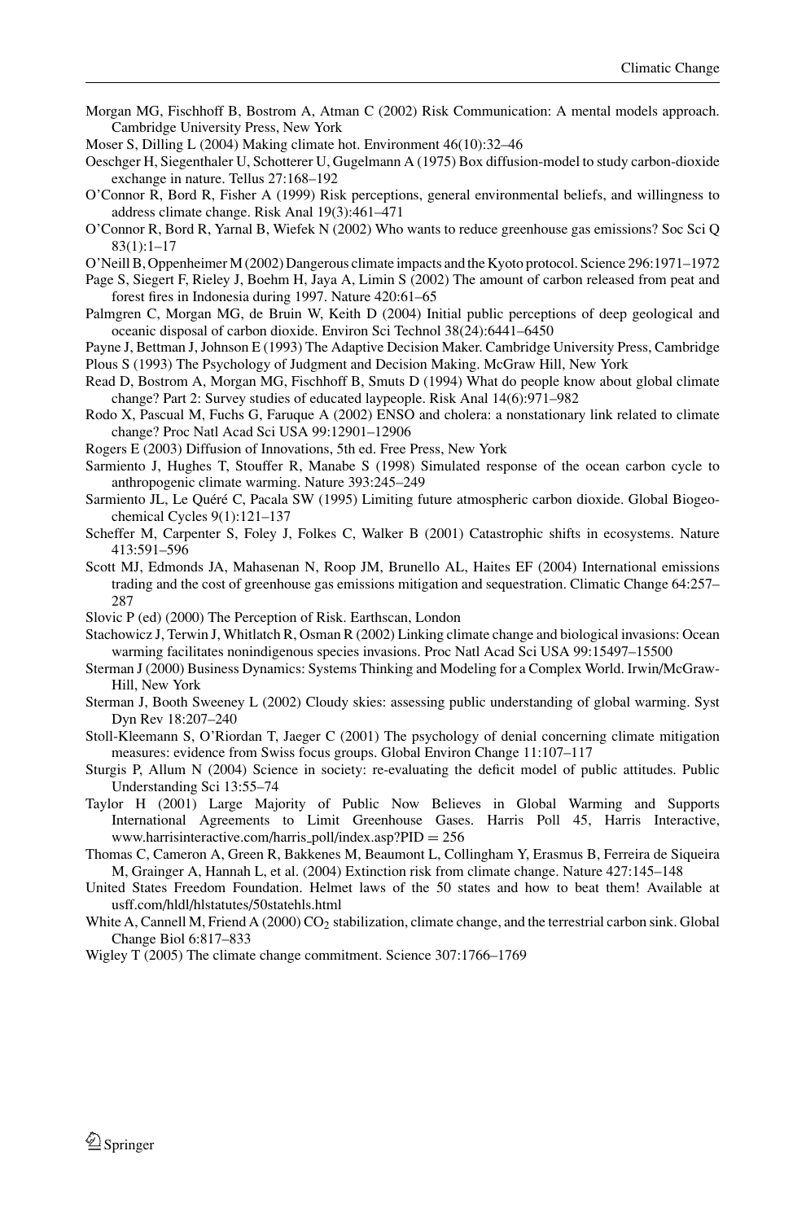Morgan MG, Fischhoff B, Bostrom A, Atman C (2002) Risk Communication: A mental models approach. Cambridge University Press, New York

Moser S, Dilling L (2004) Making climate hot. Environment 46(10):32–46

Oeschger H, Siegenthaler U, Schotterer U, Gugelmann A (1975) Box diffusion-model to study carbon-dioxide exchange in nature. Tellus 27:168–192

O'Connor R, Bord R, Fisher A (1999) Risk perceptions, general environmental beliefs, and willingness to address climate change. Risk Anal 19(3):461–471

O'Connor R, Bord R, Yarnal B, Wiefek N (2002) Who wants to reduce greenhouse gas emissions? Soc Sci Q 83(1):1–17

O'Neill B, Oppenheimer M (2002) Dangerous climate impacts and the Kyoto protocol. Science 296:1971–1972

Page S, Siegert F, Rieley J, Boehm H, Jaya A, Limin S (2002) The amount of carbon released from peat and forest fires in Indonesia during 1997. Nature 420:61–65

Palmgren C, Morgan MG, de Bruin W, Keith D (2004) Initial public perceptions of deep geological and oceanic disposal of carbon dioxide. Environ Sci Technol 38(24):6441–6450

Payne J, Bettman J, Johnson E (1993) The Adaptive Decision Maker. Cambridge University Press, Cambridge

Plous S (1993) The Psychology of Judgment and Decision Making. McGraw Hill, New York

Read D, Bostrom A, Morgan MG, Fischhoff B, Smuts D (1994) What do people know about global climate change? Part 2: Survey studies of educated laypeople. Risk Anal 14(6):971–982

Rodo X, Pascual M, Fuchs G, Faruque A (2002) ENSO and cholera: a nonstationary link related to climate change? Proc Natl Acad Sci USA 99:12901–12906

Rogers E (2003) Diffusion of Innovations, 5th ed. Free Press, New York

Sarmiento J, Hughes T, Stouffer R, Manabe S (1998) Simulated response of the ocean carbon cycle to anthropogenic climate warming. Nature 393:245–249

Sarmiento JL, Le Quéré C, Pacala SW (1995) Limiting future atmospheric carbon dioxide. Global Biogeochemical Cycles 9(1):121–137

Scheffer M, Carpenter S, Foley J, Folkes C, Walker B (2001) Catastrophic shifts in ecosystems. Nature 413:591–596

Scott MJ, Edmonds JA, Mahasenan N, Roop JM, Brunello AL, Haites EF (2004) International emissions trading and the cost of greenhouse gas emissions mitigation and sequestration. Climatic Change 64:257–287

Slovic P (ed) (2000) The Perception of Risk. Earthscan, London

Stachowicz J, Terwin J, Whitlatch R, Osman R (2002) Linking climate change and biological invasions: Ocean warming facilitates nonindigenous species invasions. Proc Natl Acad Sci USA 99:15497–15500

Sterman J (2000) Business Dynamics: Systems Thinking and Modeling for a Complex World. Irwin/McGraw-Hill, New York

Sterman J, Booth Sweeney L (2002) Cloudy skies: assessing public understanding of global warming. Syst Dyn Rev 18:207–240

Stoll-Kleemann S, O'Riordan T, Jaeger C (2001) The psychology of denial concerning climate mitigation measures: evidence from Swiss focus groups. Global Environ Change 11:107–117

Sturgis P, Allum N (2004) Science in society: re-evaluating the deficit model of public attitudes. Public Understanding Sci 13:55–74

Taylor H (2001) Large Majority of Public Now Believes in Global Warming and Supports International Agreements to Limit Greenhouse Gases. Harris Poll 45, Harris Interactive, www.harrisinteractive.com/harris_poll/index.asp?PID = 256

Thomas C, Cameron A, Green R, Bakkenes M, Beaumont L, Collingham Y, Erasmus B, Ferreira de Siqueira M, Grainger A, Hannah L, et al. (2004) Extinction risk from climate change. Nature 427:145–148

United States Freedom Foundation. Helmet laws of the 50 states and how to beat them! Available at usff.com/hldl/hlstatutes/50statehls.html

White A, Cannell M, Friend A (2000) $CO_2$ stabilization, climate change, and the terrestrial carbon sink. Global Change Biol 6:817–833

Wigley T (2005) The climate change commitment. Science 307:1766–1769